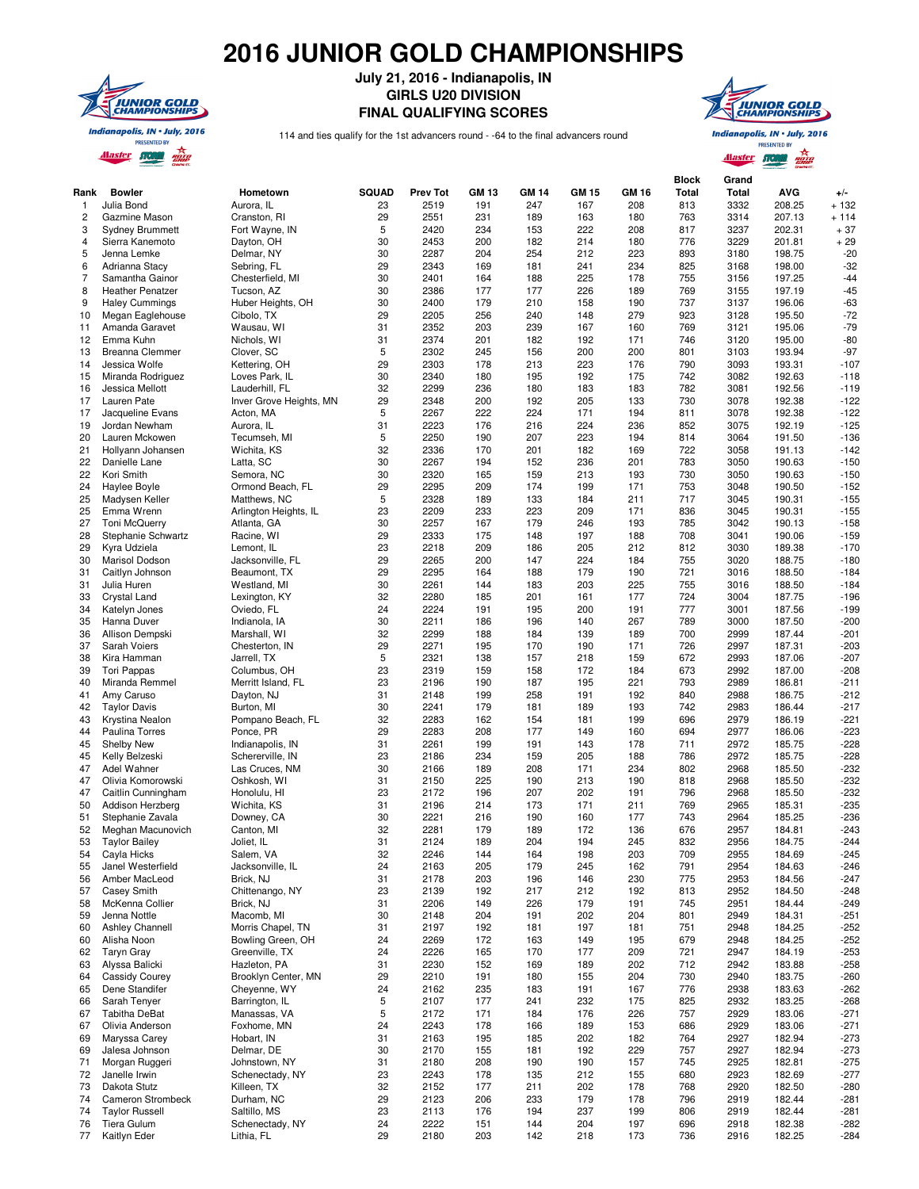# 2016 JUNIOR GOLD CHAMPIONSHIPS

**July 21, 2016 - Indianapolis, IN**
**GIRLS U20 DIVISION**
**FINAL QUALIFYING SCORES**

114 and ties qualify for the 1st advancers round - -64 to the final advancers round

| Rank | Bowler | Hometown | SQUAD | Prev Tot | GM 13 | GM 14 | GM 15 | GM 16 | Block Total | Grand Total | AVG | +/- |
|---|---|---|---|---|---|---|---|---|---|---|---|---|
| 1 | Julia Bond | Aurora, IL | 23 | 2519 | 191 | 247 | 167 | 208 | 813 | 3332 | 208.25 | + 132 |
| 2 | Gazmine Mason | Cranston, RI | 29 | 2551 | 231 | 189 | 163 | 180 | 763 | 3314 | 207.13 | + 114 |
| 3 | Sydney Brummett | Fort Wayne, IN | 5 | 2420 | 234 | 153 | 222 | 208 | 817 | 3237 | 202.31 | + 37 |
| 4 | Sierra Kanemoto | Dayton, OH | 30 | 2453 | 200 | 182 | 214 | 180 | 776 | 3229 | 201.81 | + 29 |
| 5 | Jenna Lemke | Delmar, NY | 30 | 2287 | 204 | 254 | 212 | 223 | 893 | 3180 | 198.75 | -20 |
| 6 | Adrianna Stacy | Sebring, FL | 29 | 2343 | 169 | 181 | 241 | 234 | 825 | 3168 | 198.00 | -32 |
| 7 | Samantha Gainor | Chesterfield, MI | 30 | 2401 | 164 | 188 | 225 | 178 | 755 | 3156 | 197.25 | -44 |
| 8 | Heather Penatzer | Tucson, AZ | 30 | 2386 | 177 | 177 | 226 | 189 | 769 | 3155 | 197.19 | -45 |
| 9 | Haley Cummings | Huber Heights, OH | 30 | 2400 | 179 | 210 | 158 | 190 | 737 | 3137 | 196.06 | -63 |
| 10 | Megan Eaglehouse | Cibolo, TX | 29 | 2205 | 256 | 240 | 148 | 279 | 923 | 3128 | 195.50 | -72 |
| 11 | Amanda Garavet | Wausau, WI | 31 | 2352 | 203 | 239 | 167 | 160 | 769 | 3121 | 195.06 | -79 |
| 12 | Emma Kuhn | Nichols, WI | 31 | 2374 | 201 | 182 | 192 | 171 | 746 | 3120 | 195.00 | -80 |
| 13 | Breanna Clemmer | Clover, SC | 5 | 2302 | 245 | 156 | 200 | 200 | 801 | 3103 | 193.94 | -97 |
| 14 | Jessica Wolfe | Kettering, OH | 29 | 2303 | 178 | 213 | 223 | 176 | 790 | 3093 | 193.31 | -107 |
| 15 | Miranda Rodriguez | Loves Park, IL | 30 | 2340 | 180 | 195 | 192 | 175 | 742 | 3082 | 192.63 | -118 |
| 16 | Jessica Mellott | Lauderhill, FL | 32 | 2299 | 236 | 180 | 183 | 183 | 782 | 3081 | 192.56 | -119 |
| 17 | Lauren Pate | Inver Grove Heights, MN | 29 | 2348 | 200 | 192 | 205 | 133 | 730 | 3078 | 192.38 | -122 |
| 17 | Jacqueline Evans | Acton, MA | 5 | 2267 | 222 | 224 | 171 | 194 | 811 | 3078 | 192.38 | -122 |
| 19 | Jordan Newham | Aurora, IL | 31 | 2223 | 176 | 216 | 224 | 236 | 852 | 3075 | 192.19 | -125 |
| 20 | Lauren Mckowen | Tecumseh, MI | 5 | 2250 | 190 | 207 | 223 | 194 | 814 | 3064 | 191.50 | -136 |
| 21 | Hollyann Johansen | Wichita, KS | 32 | 2336 | 170 | 201 | 182 | 169 | 722 | 3058 | 191.13 | -142 |
| 22 | Danielle Lane | Latta, SC | 30 | 2267 | 194 | 152 | 236 | 201 | 783 | 3050 | 190.63 | -150 |
| 22 | Kori Smith | Semora, NC | 30 | 2320 | 165 | 159 | 213 | 193 | 730 | 3050 | 190.63 | -150 |
| 24 | Haylee Boyle | Ormond Beach, FL | 29 | 2295 | 209 | 174 | 199 | 171 | 753 | 3048 | 190.50 | -152 |
| 25 | Madysen Keller | Matthews, NC | 5 | 2328 | 189 | 133 | 184 | 211 | 717 | 3045 | 190.31 | -155 |
| 25 | Emma Wrenn | Arlington Heights, IL | 23 | 2209 | 233 | 223 | 209 | 171 | 836 | 3045 | 190.31 | -155 |
| 27 | Toni McQuerry | Atlanta, GA | 30 | 2257 | 167 | 179 | 246 | 193 | 785 | 3042 | 190.13 | -158 |
| 28 | Stephanie Schwartz | Racine, WI | 29 | 2333 | 175 | 148 | 197 | 188 | 708 | 3041 | 190.06 | -159 |
| 29 | Kyra Udziela | Lemont, IL | 23 | 2218 | 209 | 186 | 205 | 212 | 812 | 3030 | 189.38 | -170 |
| 30 | Marisol Dodson | Jacksonville, FL | 29 | 2265 | 200 | 147 | 224 | 184 | 755 | 3020 | 188.75 | -180 |
| 31 | Caitlyn Johnson | Beaumont, TX | 29 | 2295 | 164 | 188 | 179 | 190 | 721 | 3016 | 188.50 | -184 |
| 31 | Julia Huren | Westland, MI | 30 | 2261 | 144 | 183 | 203 | 225 | 755 | 3016 | 188.50 | -184 |
| 33 | Crystal Land | Lexington, KY | 32 | 2280 | 185 | 201 | 161 | 177 | 724 | 3004 | 187.75 | -196 |
| 34 | Katelyn Jones | Oviedo, FL | 24 | 2224 | 191 | 195 | 200 | 191 | 777 | 3001 | 187.56 | -199 |
| 35 | Hanna Duver | Indianola, IA | 30 | 2211 | 186 | 196 | 140 | 267 | 789 | 3000 | 187.50 | -200 |
| 36 | Allison Dempski | Marshall, WI | 32 | 2299 | 188 | 184 | 139 | 189 | 700 | 2999 | 187.44 | -201 |
| 37 | Sarah Voiers | Chesterton, IN | 29 | 2271 | 195 | 170 | 190 | 171 | 726 | 2997 | 187.31 | -203 |
| 38 | Kira Hamman | Jarrell, TX | 5 | 2321 | 138 | 157 | 218 | 159 | 672 | 2993 | 187.06 | -207 |
| 39 | Tori Pappas | Columbus, OH | 23 | 2319 | 159 | 158 | 172 | 184 | 673 | 2992 | 187.00 | -208 |
| 40 | Miranda Remmel | Merritt Island, FL | 23 | 2196 | 190 | 187 | 195 | 221 | 793 | 2989 | 186.81 | -211 |
| 41 | Amy Caruso | Dayton, NJ | 31 | 2148 | 199 | 258 | 191 | 192 | 840 | 2988 | 186.75 | -212 |
| 42 | Taylor Davis | Burton, MI | 30 | 2241 | 179 | 181 | 189 | 193 | 742 | 2983 | 186.44 | -217 |
| 43 | Krystina Nealon | Pompano Beach, FL | 32 | 2283 | 162 | 154 | 181 | 199 | 696 | 2979 | 186.19 | -221 |
| 44 | Paulina Torres | Ponce, PR | 29 | 2283 | 208 | 177 | 149 | 160 | 694 | 2977 | 186.06 | -223 |
| 45 | Shelby New | Indianapolis, IN | 31 | 2261 | 199 | 191 | 143 | 178 | 711 | 2972 | 185.75 | -228 |
| 45 | Kelly Belzeski | Schererville, IN | 23 | 2186 | 234 | 159 | 205 | 188 | 786 | 2972 | 185.75 | -228 |
| 47 | Adel Wahner | Las Cruces, NM | 30 | 2166 | 189 | 208 | 171 | 234 | 802 | 2968 | 185.50 | -232 |
| 47 | Olivia Komorowski | Oshkosh, WI | 31 | 2150 | 225 | 190 | 213 | 190 | 818 | 2968 | 185.50 | -232 |
| 47 | Caitlin Cunningham | Honolulu, HI | 23 | 2172 | 196 | 207 | 202 | 191 | 796 | 2968 | 185.50 | -232 |
| 50 | Addison Herzberg | Wichita, KS | 31 | 2196 | 214 | 173 | 171 | 211 | 769 | 2965 | 185.31 | -235 |
| 51 | Stephanie Zavala | Downey, CA | 30 | 2221 | 216 | 190 | 160 | 177 | 743 | 2964 | 185.25 | -236 |
| 52 | Meghan Macunovich | Canton, MI | 32 | 2281 | 179 | 189 | 172 | 136 | 676 | 2957 | 184.81 | -243 |
| 53 | Taylor Bailey | Joliet, IL | 31 | 2124 | 189 | 204 | 194 | 245 | 832 | 2956 | 184.75 | -244 |
| 54 | Cayla Hicks | Salem, VA | 32 | 2246 | 144 | 164 | 198 | 203 | 709 | 2955 | 184.69 | -245 |
| 55 | Janel Westerfield | Jacksonville, IL | 24 | 2163 | 205 | 179 | 245 | 162 | 791 | 2954 | 184.63 | -246 |
| 56 | Amber MacLeod | Brick, NJ | 31 | 2178 | 203 | 196 | 146 | 230 | 775 | 2953 | 184.56 | -247 |
| 57 | Casey Smith | Chittenango, NY | 23 | 2139 | 192 | 217 | 212 | 192 | 813 | 2952 | 184.50 | -248 |
| 58 | McKenna Collier | Brick, NJ | 31 | 2206 | 149 | 226 | 179 | 191 | 745 | 2951 | 184.44 | -249 |
| 59 | Jenna Nottle | Macomb, MI | 30 | 2148 | 204 | 191 | 202 | 204 | 801 | 2949 | 184.31 | -251 |
| 60 | Ashley Channell | Morris Chapel, TN | 31 | 2197 | 192 | 181 | 197 | 181 | 751 | 2948 | 184.25 | -252 |
| 60 | Alisha Noon | Bowling Green, OH | 24 | 2269 | 172 | 163 | 149 | 195 | 679 | 2948 | 184.25 | -252 |
| 62 | Taryn Gray | Greenville, TX | 24 | 2226 | 165 | 170 | 177 | 209 | 721 | 2947 | 184.19 | -253 |
| 63 | Alyssa Balicki | Hazleton, PA | 31 | 2230 | 152 | 169 | 189 | 202 | 712 | 2942 | 183.88 | -258 |
| 64 | Cassidy Courey | Brooklyn Center, MN | 29 | 2210 | 191 | 180 | 155 | 204 | 730 | 2940 | 183.75 | -260 |
| 65 | Dene Standifer | Cheyenne, WY | 24 | 2162 | 235 | 183 | 191 | 167 | 776 | 2938 | 183.63 | -262 |
| 66 | Sarah Tenyer | Barrington, IL | 5 | 2107 | 177 | 241 | 232 | 175 | 825 | 2932 | 183.25 | -268 |
| 67 | Tabitha DeBat | Manassas, VA | 5 | 2172 | 171 | 184 | 176 | 226 | 757 | 2929 | 183.06 | -271 |
| 67 | Olivia Anderson | Foxhome, MN | 24 | 2243 | 178 | 166 | 189 | 153 | 686 | 2929 | 183.06 | -271 |
| 69 | Maryssa Carey | Hobart, IN | 31 | 2163 | 195 | 185 | 202 | 182 | 764 | 2927 | 182.94 | -273 |
| 69 | Jalesa Johnson | Delmar, DE | 30 | 2170 | 155 | 181 | 192 | 229 | 757 | 2927 | 182.94 | -273 |
| 71 | Morgan Ruggeri | Johnstown, NY | 31 | 2180 | 208 | 190 | 190 | 157 | 745 | 2925 | 182.81 | -275 |
| 72 | Janelle Irwin | Schenectady, NY | 23 | 2243 | 178 | 135 | 212 | 155 | 680 | 2923 | 182.69 | -277 |
| 73 | Dakota Stutz | Killeen, TX | 32 | 2152 | 177 | 211 | 202 | 178 | 768 | 2920 | 182.50 | -280 |
| 74 | Cameron Strombeck | Durham, NC | 29 | 2123 | 206 | 233 | 179 | 178 | 796 | 2919 | 182.44 | -281 |
| 74 | Taylor Russell | Saltillo, MS | 23 | 2113 | 176 | 194 | 237 | 199 | 806 | 2919 | 182.44 | -281 |
| 76 | Tiera Gulum | Schenectady, NY | 24 | 2222 | 151 | 144 | 204 | 197 | 696 | 2918 | 182.38 | -282 |
| 77 | Kaitlyn Eder | Lithia, FL | 29 | 2180 | 203 | 142 | 218 | 173 | 736 | 2916 | 182.25 | -284 |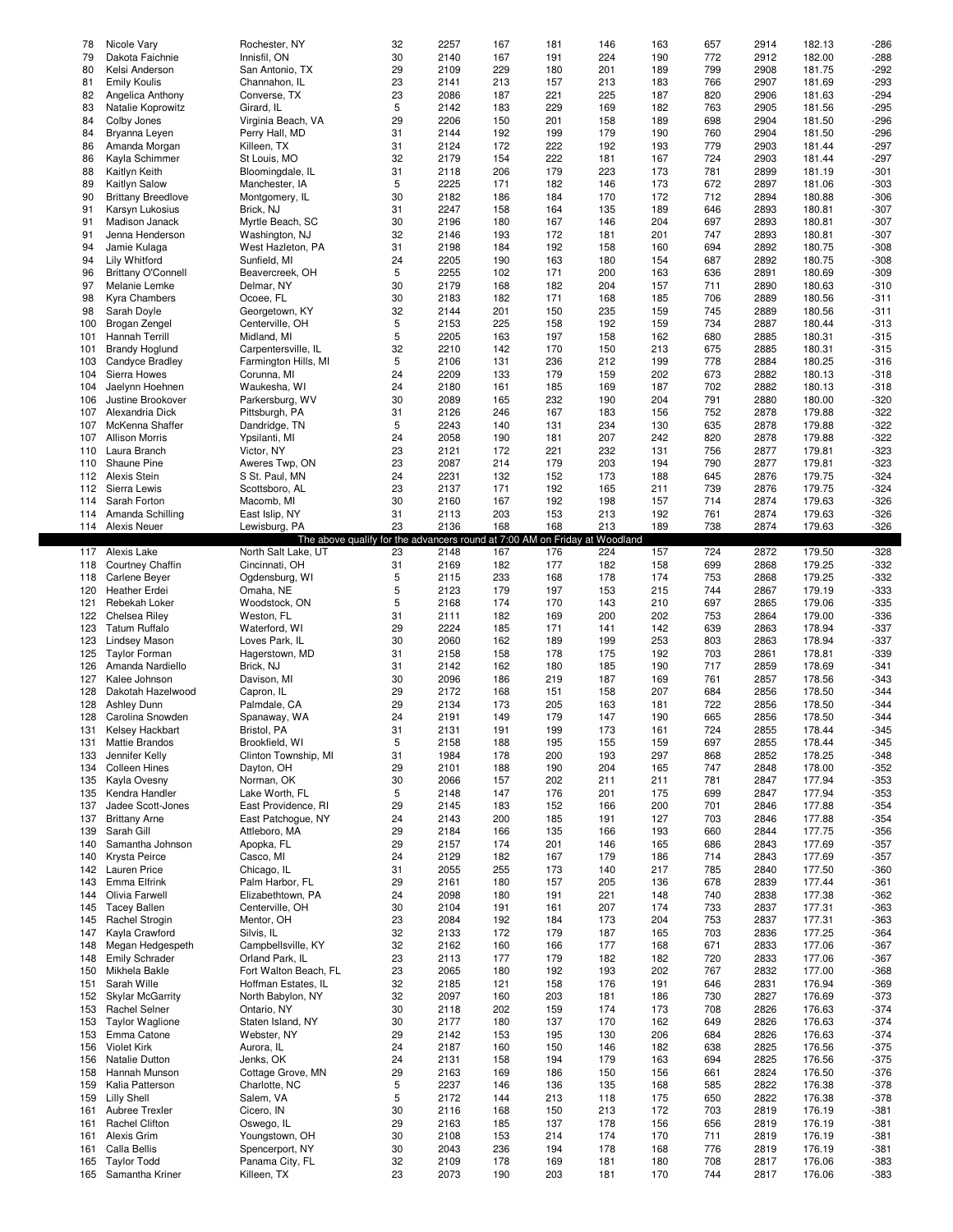| | | | | | | | | | | | | |
|---|---|---|---|---|---|---|---|---|---|---|---|---|
| 78 | Nicole Vary | Rochester, NY | 32 | 2257 | 167 | 181 | 146 | 163 | 657 | 2914 | 182.13 | -286 |
| 79 | Dakota Faichnie | Innisfil, ON | 30 | 2140 | 167 | 191 | 224 | 190 | 772 | 2912 | 182.00 | -288 |
| 80 | Kelsi Anderson | San Antonio, TX | 29 | 2109 | 229 | 180 | 201 | 189 | 799 | 2908 | 181.75 | -292 |
| 81 | Emily Koulis | Channahon, IL | 23 | 2141 | 213 | 157 | 213 | 183 | 766 | 2907 | 181.69 | -293 |
| 82 | Angelica Anthony | Converse, TX | 23 | 2086 | 187 | 221 | 225 | 187 | 820 | 2906 | 181.63 | -294 |
| 83 | Natalie Koprowitz | Girard, IL | 5 | 2142 | 183 | 229 | 169 | 182 | 763 | 2905 | 181.56 | -295 |
| 84 | Colby Jones | Virginia Beach, VA | 29 | 2206 | 150 | 201 | 158 | 189 | 698 | 2904 | 181.50 | -296 |
| 84 | Bryanna Leyen | Perry Hall, MD | 31 | 2144 | 192 | 199 | 179 | 190 | 760 | 2904 | 181.50 | -296 |
| 86 | Amanda Morgan | Killeen, TX | 31 | 2124 | 172 | 222 | 192 | 193 | 779 | 2903 | 181.44 | -297 |
| 86 | Kayla Schimmer | St Louis, MO | 32 | 2179 | 154 | 222 | 181 | 167 | 724 | 2903 | 181.44 | -297 |
| 88 | Kaitlyn Keith | Bloomingdale, IL | 31 | 2118 | 206 | 179 | 223 | 173 | 781 | 2899 | 181.19 | -301 |
| 89 | Kaitlyn Salow | Manchester, IA | 5 | 2225 | 171 | 182 | 146 | 173 | 672 | 2897 | 181.06 | -303 |
| 90 | Brittany Breedlove | Montgomery, IL | 30 | 2182 | 186 | 184 | 170 | 172 | 712 | 2894 | 180.88 | -306 |
| 91 | Karsyn Lukosius | Brick, NJ | 31 | 2247 | 158 | 164 | 135 | 189 | 646 | 2893 | 180.81 | -307 |
| 91 | Madison Janack | Myrtle Beach, SC | 30 | 2196 | 180 | 167 | 146 | 204 | 697 | 2893 | 180.81 | -307 |
| 91 | Jenna Henderson | Washington, NJ | 32 | 2146 | 193 | 172 | 181 | 201 | 747 | 2893 | 180.81 | -307 |
| 94 | Jamie Kulaga | West Hazleton, PA | 31 | 2198 | 184 | 192 | 158 | 160 | 694 | 2892 | 180.75 | -308 |
| 94 | Lily Whitford | Sunfield, MI | 24 | 2205 | 190 | 163 | 180 | 154 | 687 | 2892 | 180.75 | -308 |
| 96 | Brittany O'Connell | Beavercreek, OH | 5 | 2255 | 102 | 171 | 200 | 163 | 636 | 2891 | 180.69 | -309 |
| 97 | Melanie Lemke | Delmar, NY | 30 | 2179 | 168 | 182 | 204 | 157 | 711 | 2890 | 180.63 | -310 |
| 98 | Kyra Chambers | Ocoee, FL | 30 | 2183 | 182 | 171 | 168 | 185 | 706 | 2889 | 180.56 | -311 |
| 98 | Sarah Doyle | Georgetown, KY | 32 | 2144 | 201 | 150 | 235 | 159 | 745 | 2889 | 180.56 | -311 |
| 100 | Brogan Zengel | Centerville, OH | 5 | 2153 | 225 | 158 | 192 | 159 | 734 | 2887 | 180.44 | -313 |
| 101 | Hannah Terrill | Midland, MI | 5 | 2205 | 163 | 197 | 158 | 162 | 680 | 2885 | 180.31 | -315 |
| 101 | Brandy Hoglund | Carpentersville, IL | 32 | 2210 | 142 | 170 | 150 | 213 | 675 | 2885 | 180.31 | -315 |
| 103 | Candyce Bradley | Farmington Hills, MI | 5 | 2106 | 131 | 236 | 212 | 199 | 778 | 2884 | 180.25 | -316 |
| 104 | Sierra Howes | Corunna, MI | 24 | 2209 | 133 | 179 | 159 | 202 | 673 | 2882 | 180.13 | -318 |
| 104 | Jaelynn Hoehnen | Waukesha, WI | 24 | 2180 | 161 | 185 | 169 | 187 | 702 | 2882 | 180.13 | -318 |
| 106 | Justine Brookover | Parkersburg, WV | 30 | 2089 | 165 | 232 | 190 | 204 | 791 | 2880 | 180.00 | -320 |
| 107 | Alexandria Dick | Pittsburgh, PA | 31 | 2126 | 246 | 167 | 183 | 156 | 752 | 2878 | 179.88 | -322 |
| 107 | McKenna Shaffer | Dandridge, TN | 5 | 2243 | 140 | 131 | 234 | 130 | 635 | 2878 | 179.88 | -322 |
| 107 | Allison Morris | Ypsilanti, MI | 24 | 2058 | 190 | 181 | 207 | 242 | 820 | 2878 | 179.88 | -322 |
| 110 | Laura Branch | Victor, NY | 23 | 2121 | 172 | 221 | 232 | 131 | 756 | 2877 | 179.81 | -323 |
| 110 | Shaune Pine | Aweres Twp, ON | 23 | 2087 | 214 | 179 | 203 | 194 | 790 | 2877 | 179.81 | -323 |
| 112 | Alexis Stein | S St. Paul, MN | 24 | 2231 | 132 | 152 | 173 | 188 | 645 | 2876 | 179.75 | -324 |
| 112 | Sierra Lewis | Scottsboro, AL | 23 | 2137 | 171 | 192 | 165 | 211 | 739 | 2876 | 179.75 | -324 |
| 114 | Sarah Forton | Macomb, MI | 30 | 2160 | 167 | 192 | 198 | 157 | 714 | 2874 | 179.63 | -326 |
| 114 | Amanda Schilling | East Islip, NY | 31 | 2113 | 203 | 153 | 213 | 192 | 761 | 2874 | 179.63 | -326 |
| 114 | Alexis Neuer | Lewisburg, PA | 23 | 2136 | 168 | 168 | 213 | 189 | 738 | 2874 | 179.63 | -326 |
| | The above qualify for the advancers round at 7:00 AM on Friday at Woodland | | | | | | | | | | | |
| 117 | Alexis Lake | North Salt Lake, UT | 23 | 2148 | 167 | 176 | 224 | 157 | 724 | 2872 | 179.50 | -328 |
| 118 | Courtney Chaffin | Cincinnati, OH | 31 | 2169 | 182 | 177 | 182 | 158 | 699 | 2868 | 179.25 | -332 |
| 118 | Carlene Beyer | Ogdensburg, WI | 5 | 2115 | 233 | 168 | 178 | 174 | 753 | 2868 | 179.25 | -332 |
| 120 | Heather Erdei | Omaha, NE | 5 | 2123 | 179 | 197 | 153 | 215 | 744 | 2867 | 179.19 | -333 |
| 121 | Rebekah Loker | Woodstock, ON | 5 | 2168 | 174 | 170 | 143 | 210 | 697 | 2865 | 179.06 | -335 |
| 122 | Chelsea Riley | Weston, FL | 31 | 2111 | 182 | 169 | 200 | 202 | 753 | 2864 | 179.00 | -336 |
| 123 | Tatum Ruffalo | Waterford, WI | 29 | 2224 | 185 | 171 | 141 | 142 | 639 | 2863 | 178.94 | -337 |
| 123 | Lindsey Mason | Loves Park, IL | 30 | 2060 | 162 | 189 | 199 | 253 | 803 | 2863 | 178.94 | -337 |
| 125 | Taylor Forman | Hagerstown, MD | 31 | 2158 | 158 | 178 | 175 | 192 | 703 | 2861 | 178.81 | -339 |
| 126 | Amanda Nardiello | Brick, NJ | 31 | 2142 | 162 | 180 | 185 | 190 | 717 | 2859 | 178.69 | -341 |
| 127 | Kalee Johnson | Davison, MI | 30 | 2096 | 186 | 219 | 187 | 169 | 761 | 2857 | 178.56 | -343 |
| 128 | Dakotah Hazelwood | Capron, IL | 29 | 2172 | 168 | 151 | 158 | 207 | 684 | 2856 | 178.50 | -344 |
| 128 | Ashley Dunn | Palmdale, CA | 29 | 2134 | 173 | 205 | 163 | 181 | 722 | 2856 | 178.50 | -344 |
| 128 | Carolina Snowden | Spanaway, WA | 24 | 2191 | 149 | 179 | 147 | 190 | 665 | 2856 | 178.50 | -344 |
| 131 | Kelsey Hackbart | Bristol, PA | 31 | 2131 | 191 | 199 | 173 | 161 | 724 | 2855 | 178.44 | -345 |
| 131 | Mattie Brandos | Brookfield, WI | 5 | 2158 | 188 | 195 | 155 | 159 | 697 | 2855 | 178.44 | -345 |
| 133 | Jennifer Kelly | Clinton Township, MI | 31 | 1984 | 178 | 200 | 193 | 297 | 868 | 2852 | 178.25 | -348 |
| 134 | Colleen Hines | Dayton, OH | 29 | 2101 | 188 | 190 | 204 | 165 | 747 | 2848 | 178.00 | -352 |
| 135 | Kayla Ovesny | Norman, OK | 30 | 2066 | 157 | 202 | 211 | 211 | 781 | 2847 | 177.94 | -353 |
| 135 | Kendra Handler | Lake Worth, FL | 5 | 2148 | 147 | 176 | 201 | 175 | 699 | 2847 | 177.94 | -353 |
| 137 | Jadee Scott-Jones | East Providence, RI | 29 | 2145 | 183 | 152 | 166 | 200 | 701 | 2846 | 177.88 | -354 |
| 137 | Brittany Arne | East Patchogue, NY | 24 | 2143 | 200 | 185 | 191 | 127 | 703 | 2846 | 177.88 | -354 |
| 139 | Sarah Gill | Attleboro, MA | 29 | 2184 | 166 | 135 | 166 | 193 | 660 | 2844 | 177.75 | -356 |
| 140 | Samantha Johnson | Apopka, FL | 29 | 2157 | 174 | 201 | 146 | 165 | 686 | 2843 | 177.69 | -357 |
| 140 | Krysta Peirce | Casco, MI | 24 | 2129 | 182 | 167 | 179 | 186 | 714 | 2843 | 177.69 | -357 |
| 142 | Lauren Price | Chicago, IL | 31 | 2055 | 255 | 173 | 140 | 217 | 785 | 2840 | 177.50 | -360 |
| 143 | Emma Elfrink | Palm Harbor, FL | 29 | 2161 | 180 | 157 | 205 | 136 | 678 | 2839 | 177.44 | -361 |
| 144 | Olivia Farwell | Elizabethtown, PA | 24 | 2098 | 180 | 191 | 221 | 148 | 740 | 2838 | 177.38 | -362 |
| 145 | Tacey Ballen | Centerville, OH | 30 | 2104 | 191 | 161 | 207 | 174 | 733 | 2837 | 177.31 | -363 |
| 145 | Rachel Strogin | Mentor, OH | 23 | 2084 | 192 | 184 | 173 | 204 | 753 | 2837 | 177.31 | -363 |
| 147 | Kayla Crawford | Silvis, IL | 32 | 2133 | 172 | 179 | 187 | 165 | 703 | 2836 | 177.25 | -364 |
| 148 | Megan Hedgespeth | Campbellsville, KY | 32 | 2162 | 160 | 166 | 177 | 168 | 671 | 2833 | 177.06 | -367 |
| 148 | Emily Schrader | Orland Park, IL | 23 | 2113 | 177 | 179 | 182 | 182 | 720 | 2833 | 177.06 | -367 |
| 150 | Mikhela Bakle | Fort Walton Beach, FL | 23 | 2065 | 180 | 192 | 193 | 202 | 767 | 2832 | 177.00 | -368 |
| 151 | Sarah Wille | Hoffman Estates, IL | 32 | 2185 | 121 | 158 | 176 | 191 | 646 | 2831 | 176.94 | -369 |
| 152 | Skylar McGarrity | North Babylon, NY | 32 | 2097 | 160 | 203 | 181 | 186 | 730 | 2827 | 176.69 | -373 |
| 153 | Rachel Selner | Ontario, NY | 30 | 2118 | 202 | 159 | 174 | 173 | 708 | 2826 | 176.63 | -374 |
| 153 | Taylor Waglione | Staten Island, NY | 30 | 2177 | 180 | 137 | 170 | 162 | 649 | 2826 | 176.63 | -374 |
| 153 | Emma Catone | Webster, NY | 29 | 2142 | 153 | 195 | 130 | 206 | 684 | 2826 | 176.63 | -374 |
| 156 | Violet Kirk | Aurora, IL | 24 | 2187 | 160 | 150 | 146 | 182 | 638 | 2825 | 176.56 | -375 |
| 156 | Natalie Dutton | Jenks, OK | 24 | 2131 | 158 | 194 | 179 | 163 | 694 | 2825 | 176.56 | -375 |
| 158 | Hannah Munson | Cottage Grove, MN | 29 | 2163 | 169 | 186 | 150 | 156 | 661 | 2824 | 176.50 | -376 |
| 159 | Kalia Patterson | Charlotte, NC | 5 | 2237 | 146 | 136 | 135 | 168 | 585 | 2822 | 176.38 | -378 |
| 159 | Lilly Shell | Salem, VA | 5 | 2172 | 144 | 213 | 118 | 175 | 650 | 2822 | 176.38 | -378 |
| 161 | Aubree Trexler | Cicero, IN | 30 | 2116 | 168 | 150 | 213 | 172 | 703 | 2819 | 176.19 | -381 |
| 161 | Rachel Clifton | Oswego, IL | 29 | 2163 | 185 | 137 | 178 | 156 | 656 | 2819 | 176.19 | -381 |
| 161 | Alexis Grim | Youngstown, OH | 30 | 2108 | 153 | 214 | 174 | 170 | 711 | 2819 | 176.19 | -381 |
| 161 | Calla Bellis | Spencerport, NY | 30 | 2043 | 236 | 194 | 178 | 168 | 776 | 2819 | 176.19 | -381 |
| 165 | Taylor Todd | Panama City, FL | 32 | 2109 | 178 | 169 | 181 | 180 | 708 | 2817 | 176.06 | -383 |
| 165 | Samantha Kriner | Killeen, TX | 23 | 2073 | 190 | 203 | 181 | 170 | 744 | 2817 | 176.06 | -383 |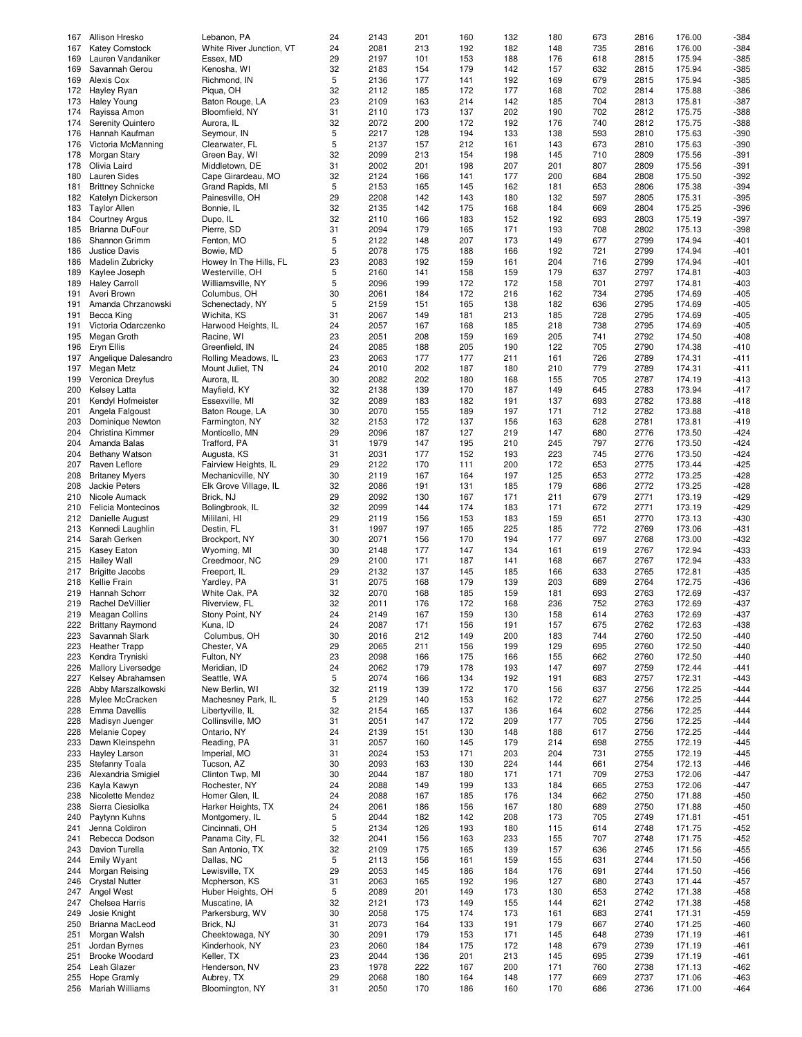| | | | | | | | | | | | | |
|---|---|---|---|---|---|---|---|---|---|---|---|---|
| 167 | Allison Hresko | Lebanon, PA | 24 | 2143 | 201 | 160 | 132 | 180 | 673 | 2816 | 176.00 | -384 |
| 167 | Katey Comstock | White River Junction, VT | 24 | 2081 | 213 | 192 | 182 | 148 | 735 | 2816 | 176.00 | -384 |
| 169 | Lauren Vandaniker | Essex, MD | 29 | 2197 | 101 | 153 | 188 | 176 | 618 | 2815 | 175.94 | -385 |
| 169 | Savannah Gerou | Kenosha, WI | 32 | 2183 | 154 | 179 | 142 | 157 | 632 | 2815 | 175.94 | -385 |
| 169 | Alexis Cox | Richmond, IN | 5 | 2136 | 177 | 141 | 192 | 169 | 679 | 2815 | 175.94 | -385 |
| 172 | Hayley Ryan | Piqua, OH | 32 | 2112 | 185 | 172 | 177 | 168 | 702 | 2814 | 175.88 | -386 |
| 173 | Haley Young | Baton Rouge, LA | 23 | 2109 | 163 | 214 | 142 | 185 | 704 | 2813 | 175.81 | -387 |
| 174 | Rayissa Amon | Bloomfield, NY | 31 | 2110 | 173 | 137 | 202 | 190 | 702 | 2812 | 175.75 | -388 |
| 174 | Serenity Quintero | Aurora, IL | 32 | 2072 | 200 | 172 | 192 | 176 | 740 | 2812 | 175.75 | -388 |
| 176 | Hannah Kaufman | Seymour, IN | 5 | 2217 | 128 | 194 | 133 | 138 | 593 | 2810 | 175.63 | -390 |
| 176 | Victoria McManning | Clearwater, FL | 5 | 2137 | 157 | 212 | 161 | 143 | 673 | 2810 | 175.63 | -390 |
| 178 | Morgan Stary | Green Bay, WI | 32 | 2099 | 213 | 154 | 198 | 145 | 710 | 2809 | 175.56 | -391 |
| 178 | Olivia Laird | Middletown, DE | 31 | 2002 | 201 | 198 | 207 | 201 | 807 | 2809 | 175.56 | -391 |
| 180 | Lauren Sides | Cape Girardeau, MO | 32 | 2124 | 166 | 141 | 177 | 200 | 684 | 2808 | 175.50 | -392 |
| 181 | Brittney Schnicke | Grand Rapids, MI | 5 | 2153 | 165 | 145 | 162 | 181 | 653 | 2806 | 175.38 | -394 |
| 182 | Katelyn Dickerson | Painesville, OH | 29 | 2208 | 142 | 143 | 180 | 132 | 597 | 2805 | 175.31 | -395 |
| 183 | Taylor Allen | Bonnie, IL | 32 | 2135 | 142 | 175 | 168 | 184 | 669 | 2804 | 175.25 | -396 |
| 184 | Courtney Argus | Dupo, IL | 32 | 2110 | 166 | 183 | 152 | 192 | 693 | 2803 | 175.19 | -397 |
| 185 | Brianna DuFour | Pierre, SD | 31 | 2094 | 179 | 165 | 171 | 193 | 708 | 2802 | 175.13 | -398 |
| 186 | Shannon Grimm | Fenton, MO | 5 | 2122 | 148 | 207 | 173 | 149 | 677 | 2799 | 174.94 | -401 |
| 186 | Justice Davis | Bowie, MD | 5 | 2078 | 175 | 188 | 166 | 192 | 721 | 2799 | 174.94 | -401 |
| 186 | Madelin Zubricky | Howey In The Hills, FL | 23 | 2083 | 192 | 159 | 161 | 204 | 716 | 2799 | 174.94 | -401 |
| 189 | Kaylee Joseph | Westerville, OH | 5 | 2160 | 141 | 158 | 159 | 179 | 637 | 2797 | 174.81 | -403 |
| 189 | Haley Carroll | Williamsville, NY | 5 | 2096 | 199 | 172 | 172 | 158 | 701 | 2797 | 174.81 | -403 |
| 191 | Averi Brown | Columbus, OH | 30 | 2061 | 184 | 172 | 216 | 162 | 734 | 2795 | 174.69 | -405 |
| 191 | Amanda Chrzanowski | Schenectady, NY | 5 | 2159 | 151 | 165 | 138 | 182 | 636 | 2795 | 174.69 | -405 |
| 191 | Becca King | Wichita, KS | 31 | 2067 | 149 | 181 | 213 | 185 | 728 | 2795 | 174.69 | -405 |
| 191 | Victoria Odarczenko | Harwood Heights, IL | 24 | 2057 | 167 | 168 | 185 | 218 | 738 | 2795 | 174.69 | -405 |
| 195 | Megan Groth | Racine, WI | 23 | 2051 | 208 | 159 | 169 | 205 | 741 | 2792 | 174.50 | -408 |
| 196 | Eryn Ellis | Greenfield, IN | 24 | 2085 | 188 | 205 | 190 | 122 | 705 | 2790 | 174.38 | -410 |
| 197 | Angelique Dalesandro | Rolling Meadows, IL | 23 | 2063 | 177 | 177 | 211 | 161 | 726 | 2789 | 174.31 | -411 |
| 197 | Megan Metz | Mount Juliet, TN | 24 | 2010 | 202 | 187 | 180 | 210 | 779 | 2789 | 174.31 | -411 |
| 199 | Veronica Dreyfus | Aurora, IL | 30 | 2082 | 202 | 180 | 168 | 155 | 705 | 2787 | 174.19 | -413 |
| 200 | Kelsey Latta | Mayfield, KY | 32 | 2138 | 139 | 170 | 187 | 149 | 645 | 2783 | 173.94 | -417 |
| 201 | Kendyl Hofmeister | Essexville, MI | 32 | 2089 | 183 | 182 | 191 | 137 | 693 | 2782 | 173.88 | -418 |
| 201 | Angela Falgoust | Baton Rouge, LA | 30 | 2070 | 155 | 189 | 197 | 171 | 712 | 2782 | 173.88 | -418 |
| 203 | Dominique Newton | Farmington, NY | 32 | 2153 | 172 | 137 | 156 | 163 | 628 | 2781 | 173.81 | -419 |
| 204 | Christina Kimmer | Monticello, MN | 29 | 2096 | 187 | 127 | 219 | 147 | 680 | 2776 | 173.50 | -424 |
| 204 | Amanda Balas | Trafford, PA | 31 | 1979 | 147 | 195 | 210 | 245 | 797 | 2776 | 173.50 | -424 |
| 204 | Bethany Watson | Augusta, KS | 31 | 2031 | 177 | 152 | 193 | 223 | 745 | 2776 | 173.50 | -424 |
| 207 | Raven Leflore | Fairview Heights, IL | 29 | 2122 | 170 | 111 | 200 | 172 | 653 | 2775 | 173.44 | -425 |
| 208 | Britaney Myers | Mechanicville, NY | 30 | 2119 | 167 | 164 | 197 | 125 | 653 | 2772 | 173.25 | -428 |
| 208 | Jackie Peters | Elk Grove Village, IL | 32 | 2086 | 191 | 131 | 185 | 179 | 686 | 2772 | 173.25 | -428 |
| 210 | Nicole Aumack | Brick, NJ | 29 | 2092 | 130 | 167 | 171 | 211 | 679 | 2771 | 173.19 | -429 |
| 210 | Felicia Montecinos | Bolingbrook, IL | 32 | 2099 | 144 | 174 | 183 | 171 | 672 | 2771 | 173.19 | -429 |
| 212 | Danielle August | Mililani, HI | 29 | 2119 | 156 | 153 | 183 | 159 | 651 | 2770 | 173.13 | -430 |
| 213 | Kennedi Laughlin | Destin, FL | 31 | 1997 | 197 | 165 | 225 | 185 | 772 | 2769 | 173.06 | -431 |
| 214 | Sarah Gerken | Brockport, NY | 30 | 2071 | 156 | 170 | 194 | 177 | 697 | 2768 | 173.00 | -432 |
| 215 | Kasey Eaton | Wyoming, MI | 30 | 2148 | 177 | 147 | 134 | 161 | 619 | 2767 | 172.94 | -433 |
| 215 | Hailey Wall | Creedmoor, NC | 29 | 2100 | 171 | 187 | 141 | 168 | 667 | 2767 | 172.94 | -433 |
| 217 | Brigitte Jacobs | Freeport, IL | 29 | 2132 | 137 | 145 | 185 | 166 | 633 | 2765 | 172.81 | -435 |
| 218 | Kellie Frain | Yardley, PA | 31 | 2075 | 168 | 179 | 139 | 203 | 689 | 2764 | 172.75 | -436 |
| 219 | Hannah Schorr | White Oak, PA | 32 | 2070 | 168 | 185 | 159 | 181 | 693 | 2763 | 172.69 | -437 |
| 219 | Rachel DeVillier | Riverview, FL | 32 | 2011 | 176 | 172 | 168 | 236 | 752 | 2763 | 172.69 | -437 |
| 219 | Meagan Collins | Stony Point, NY | 24 | 2149 | 167 | 159 | 130 | 158 | 614 | 2763 | 172.69 | -437 |
| 222 | Brittany Raymond | Kuna, ID | 24 | 2087 | 171 | 156 | 191 | 157 | 675 | 2762 | 172.63 | -438 |
| 223 | Savannah Slark | Columbus, OH | 30 | 2016 | 212 | 149 | 200 | 183 | 744 | 2760 | 172.50 | -440 |
| 223 | Heather Trapp | Chester, VA | 29 | 2065 | 211 | 156 | 199 | 129 | 695 | 2760 | 172.50 | -440 |
| 223 | Kendra Tryniski | Fulton, NY | 23 | 2098 | 166 | 175 | 166 | 155 | 662 | 2760 | 172.50 | -440 |
| 226 | Mallory Liversedge | Meridian, ID | 24 | 2062 | 179 | 178 | 193 | 147 | 697 | 2759 | 172.44 | -441 |
| 227 | Kelsey Abrahamsen | Seattle, WA | 5 | 2074 | 166 | 134 | 192 | 191 | 683 | 2757 | 172.31 | -443 |
| 228 | Abby Marszalkowski | New Berlin, WI | 32 | 2119 | 139 | 172 | 170 | 156 | 637 | 2756 | 172.25 | -444 |
| 228 | Mylee McCracken | Machesney Park, IL | 5 | 2129 | 140 | 153 | 162 | 172 | 627 | 2756 | 172.25 | -444 |
| 228 | Emma Davellis | Libertyville, IL | 32 | 2154 | 165 | 137 | 136 | 164 | 602 | 2756 | 172.25 | -444 |
| 228 | Madisyn Juenger | Collinsville, MO | 31 | 2051 | 147 | 172 | 209 | 177 | 705 | 2756 | 172.25 | -444 |
| 228 | Melanie Copey | Ontario, NY | 24 | 2139 | 151 | 130 | 148 | 188 | 617 | 2756 | 172.25 | -444 |
| 233 | Dawn Kleinspehn | Reading, PA | 31 | 2057 | 160 | 145 | 179 | 214 | 698 | 2755 | 172.19 | -445 |
| 233 | Hayley Larson | Imperial, MO | 31 | 2024 | 153 | 171 | 203 | 204 | 731 | 2755 | 172.19 | -445 |
| 235 | Stefanny Toala | Tucson, AZ | 30 | 2093 | 163 | 130 | 224 | 144 | 661 | 2754 | 172.13 | -446 |
| 236 | Alexandria Smigiel | Clinton Twp, MI | 30 | 2044 | 187 | 180 | 171 | 171 | 709 | 2753 | 172.06 | -447 |
| 236 | Kayla Kawyn | Rochester, NY | 24 | 2088 | 149 | 199 | 133 | 184 | 665 | 2753 | 172.06 | -447 |
| 238 | Nicolette Mendez | Homer Glen, IL | 24 | 2088 | 167 | 185 | 176 | 134 | 662 | 2750 | 171.88 | -450 |
| 238 | Sierra Ciesiolka | Harker Heights, TX | 24 | 2061 | 186 | 156 | 167 | 180 | 689 | 2750 | 171.88 | -450 |
| 240 | Paytynn Kuhns | Montgomery, IL | 5 | 2044 | 182 | 142 | 208 | 173 | 705 | 2749 | 171.81 | -451 |
| 241 | Jenna Coldiron | Cincinnati, OH | 5 | 2134 | 126 | 193 | 180 | 115 | 614 | 2748 | 171.75 | -452 |
| 241 | Rebecca Dodson | Panama City, FL | 32 | 2041 | 156 | 163 | 233 | 155 | 707 | 2748 | 171.75 | -452 |
| 243 | Davion Turella | San Antonio, TX | 32 | 2109 | 175 | 165 | 139 | 157 | 636 | 2745 | 171.56 | -455 |
| 244 | Emily Wyant | Dallas, NC | 5 | 2113 | 156 | 161 | 159 | 155 | 631 | 2744 | 171.50 | -456 |
| 244 | Morgan Reising | Lewisville, TX | 29 | 2053 | 145 | 186 | 184 | 176 | 691 | 2744 | 171.50 | -456 |
| 246 | Crystal Nutter | Mcpherson, KS | 31 | 2063 | 165 | 192 | 196 | 127 | 680 | 2743 | 171.44 | -457 |
| 247 | Angel West | Huber Heights, OH | 5 | 2089 | 201 | 149 | 173 | 130 | 653 | 2742 | 171.38 | -458 |
| 247 | Chelsea Harris | Muscatine, IA | 32 | 2121 | 173 | 149 | 155 | 144 | 621 | 2742 | 171.38 | -458 |
| 249 | Josie Knight | Parkersburg, WV | 30 | 2058 | 175 | 174 | 173 | 161 | 683 | 2741 | 171.31 | -459 |
| 250 | Brianna MacLeod | Brick, NJ | 31 | 2073 | 164 | 133 | 191 | 179 | 667 | 2740 | 171.25 | -460 |
| 251 | Morgan Walsh | Cheektowaga, NY | 30 | 2091 | 179 | 153 | 171 | 145 | 648 | 2739 | 171.19 | -461 |
| 251 | Jordan Byrnes | Kinderhook, NY | 23 | 2060 | 184 | 175 | 172 | 148 | 679 | 2739 | 171.19 | -461 |
| 251 | Brooke Woodard | Keller, TX | 23 | 2044 | 136 | 201 | 213 | 145 | 695 | 2739 | 171.19 | -461 |
| 254 | Leah Glazer | Henderson, NV | 23 | 1978 | 222 | 167 | 200 | 171 | 760 | 2738 | 171.13 | -462 |
| 255 | Hope Gramly | Aubrey, TX | 29 | 2068 | 180 | 164 | 148 | 177 | 669 | 2737 | 171.06 | -463 |
| 256 | Mariah Williams | Bloomington, NY | 31 | 2050 | 170 | 186 | 160 | 170 | 686 | 2736 | 171.00 | -464 |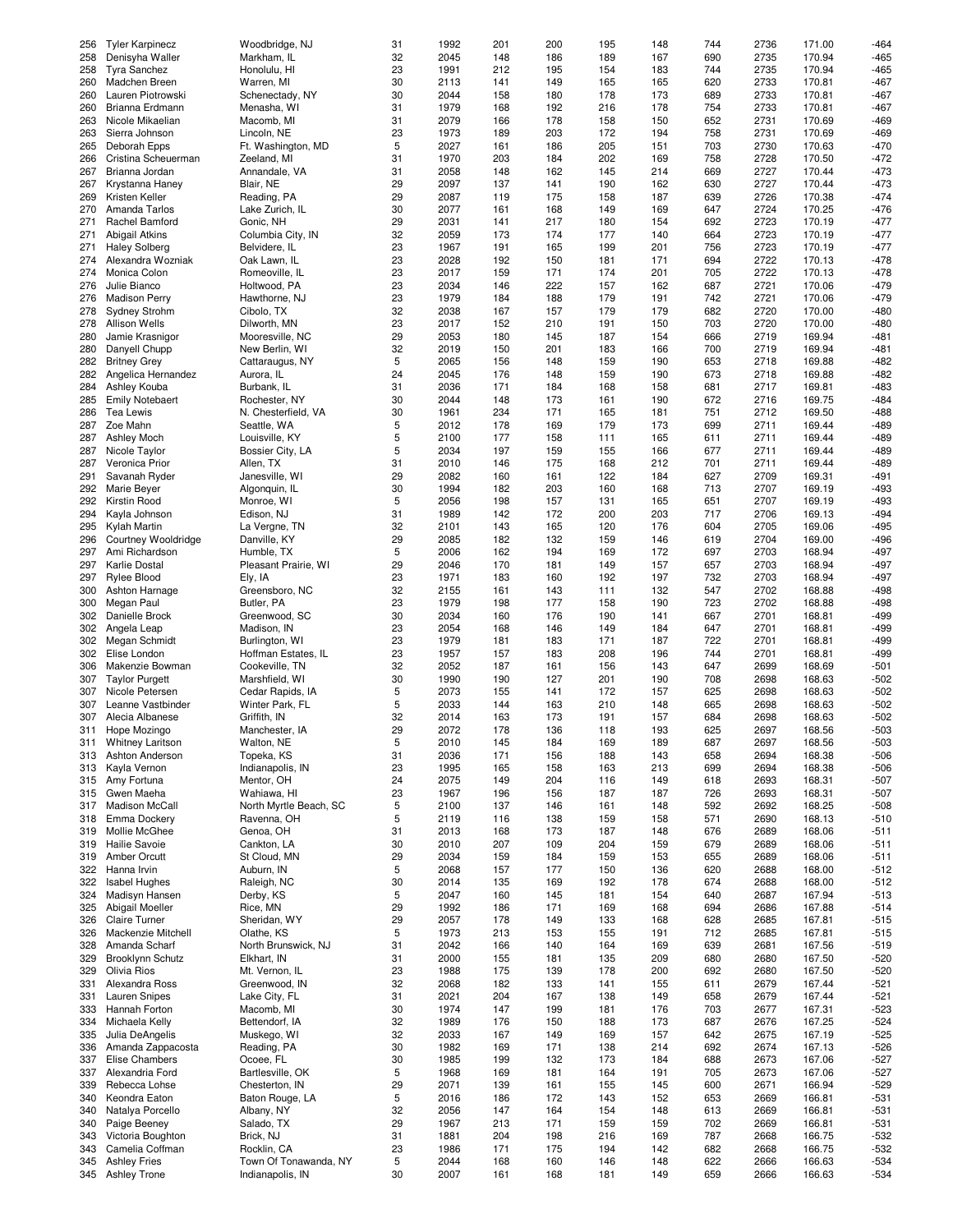| 256 | Tyler Karpinecz | Woodbridge, NJ | 31 | 1992 | 201 | 200 | 195 | 148 | 744 | 2736 | 171.00 | -464 |
|---|---|---|---|---|---|---|---|---|---|---|---|---|
| 258 | Denisyha Waller | Markham, IL | 32 | 2045 | 148 | 186 | 189 | 167 | 690 | 2735 | 170.94 | -465 |
| 258 | Tyra Sanchez | Honolulu, HI | 23 | 1991 | 212 | 195 | 154 | 183 | 744 | 2735 | 170.94 | -465 |
| 260 | Madchen Breen | Warren, MI | 30 | 2113 | 141 | 149 | 165 | 165 | 620 | 2733 | 170.81 | -467 |
| 260 | Lauren Piotrowski | Schenectady, NY | 30 | 2044 | 158 | 180 | 178 | 173 | 689 | 2733 | 170.81 | -467 |
| 260 | Brianna Erdmann | Menasha, WI | 31 | 1979 | 168 | 192 | 216 | 178 | 754 | 2733 | 170.81 | -467 |
| 263 | Nicole Mikaelian | Macomb, MI | 31 | 2079 | 166 | 178 | 158 | 150 | 652 | 2731 | 170.69 | -469 |
| 263 | Sierra Johnson | Lincoln, NE | 23 | 1973 | 189 | 203 | 172 | 194 | 758 | 2731 | 170.69 | -469 |
| 265 | Deborah Epps | Ft. Washington, MD | 5 | 2027 | 161 | 186 | 205 | 151 | 703 | 2730 | 170.63 | -470 |
| 266 | Cristina Scheuerman | Zeeland, MI | 31 | 1970 | 203 | 184 | 202 | 169 | 758 | 2728 | 170.50 | -472 |
| 267 | Brianna Jordan | Annandale, VA | 31 | 2058 | 148 | 162 | 145 | 214 | 669 | 2727 | 170.44 | -473 |
| 267 | Krystanna Haney | Blair, NE | 29 | 2097 | 137 | 141 | 190 | 162 | 630 | 2727 | 170.44 | -473 |
| 269 | Kristen Keller | Reading, PA | 29 | 2087 | 119 | 175 | 158 | 187 | 639 | 2726 | 170.38 | -474 |
| 270 | Amanda Tarlos | Lake Zurich, IL | 30 | 2077 | 161 | 168 | 149 | 169 | 647 | 2724 | 170.25 | -476 |
| 271 | Rachel Bamford | Gonic, NH | 29 | 2031 | 141 | 217 | 180 | 154 | 692 | 2723 | 170.19 | -477 |
| 271 | Abigail Atkins | Columbia City, IN | 32 | 2059 | 173 | 174 | 177 | 140 | 664 | 2723 | 170.19 | -477 |
| 271 | Haley Solberg | Belvidere, IL | 23 | 1967 | 191 | 165 | 199 | 201 | 756 | 2723 | 170.19 | -477 |
| 274 | Alexandra Wozniak | Oak Lawn, IL | 23 | 2028 | 192 | 150 | 181 | 171 | 694 | 2722 | 170.13 | -478 |
| 274 | Monica Colon | Romeoville, IL | 23 | 2017 | 159 | 171 | 174 | 201 | 705 | 2722 | 170.13 | -478 |
| 276 | Julie Bianco | Holtwood, PA | 23 | 2034 | 146 | 222 | 157 | 162 | 687 | 2721 | 170.06 | -479 |
| 276 | Madison Perry | Hawthorne, NJ | 23 | 1979 | 184 | 188 | 179 | 191 | 742 | 2721 | 170.06 | -479 |
| 278 | Sydney Strohm | Cibolo, TX | 32 | 2038 | 167 | 157 | 179 | 179 | 682 | 2720 | 170.00 | -480 |
| 278 | Allison Wells | Dilworth, MN | 23 | 2017 | 152 | 210 | 191 | 150 | 703 | 2720 | 170.00 | -480 |
| 280 | Jamie Krasnigor | Mooresville, NC | 29 | 2053 | 180 | 145 | 187 | 154 | 666 | 2719 | 169.94 | -481 |
| 280 | Danyell Chupp | New Berlin, WI | 32 | 2019 | 150 | 201 | 183 | 166 | 700 | 2719 | 169.94 | -481 |
| 282 | Britney Grey | Cattaraugus, NY | 5 | 2065 | 156 | 148 | 159 | 190 | 653 | 2718 | 169.88 | -482 |
| 282 | Angelica Hernandez | Aurora, IL | 24 | 2045 | 176 | 148 | 159 | 190 | 673 | 2718 | 169.88 | -482 |
| 284 | Ashley Kouba | Burbank, IL | 31 | 2036 | 171 | 184 | 168 | 158 | 681 | 2717 | 169.81 | -483 |
| 285 | Emily Notebaert | Rochester, NY | 30 | 2044 | 148 | 173 | 161 | 190 | 672 | 2716 | 169.75 | -484 |
| 286 | Tea Lewis | N. Chesterfield, VA | 30 | 1961 | 234 | 171 | 165 | 181 | 751 | 2712 | 169.50 | -488 |
| 287 | Zoe Mahn | Seattle, WA | 5 | 2012 | 178 | 169 | 179 | 173 | 699 | 2711 | 169.44 | -489 |
| 287 | Ashley Moch | Louisville, KY | 5 | 2100 | 177 | 158 | 111 | 165 | 611 | 2711 | 169.44 | -489 |
| 287 | Nicole Taylor | Bossier City, LA | 5 | 2034 | 197 | 159 | 155 | 166 | 677 | 2711 | 169.44 | -489 |
| 287 | Veronica Prior | Allen, TX | 31 | 2010 | 146 | 175 | 168 | 212 | 701 | 2711 | 169.44 | -489 |
| 291 | Savanah Ryder | Janesville, WI | 29 | 2082 | 160 | 161 | 122 | 184 | 627 | 2709 | 169.31 | -491 |
| 292 | Marie Beyer | Algonquin, IL | 30 | 1994 | 182 | 203 | 160 | 168 | 713 | 2707 | 169.19 | -493 |
| 292 | Kirstin Rood | Monroe, WI | 5 | 2056 | 198 | 157 | 131 | 165 | 651 | 2707 | 169.19 | -493 |
| 294 | Kayla Johnson | Edison, NJ | 31 | 1989 | 142 | 172 | 200 | 203 | 717 | 2706 | 169.13 | -494 |
| 295 | Kylah Martin | La Vergne, TN | 32 | 2101 | 143 | 165 | 120 | 176 | 604 | 2705 | 169.06 | -495 |
| 296 | Courtney Wooldridge | Danville, KY | 29 | 2085 | 182 | 132 | 159 | 146 | 619 | 2704 | 169.00 | -496 |
| 297 | Ami Richardson | Humble, TX | 5 | 2006 | 162 | 194 | 169 | 172 | 697 | 2703 | 168.94 | -497 |
| 297 | Karlie Dostal | Pleasant Prairie, WI | 29 | 2046 | 170 | 181 | 149 | 157 | 657 | 2703 | 168.94 | -497 |
| 297 | Rylee Blood | Ely, IA | 23 | 1971 | 183 | 160 | 192 | 197 | 732 | 2703 | 168.94 | -497 |
| 300 | Ashton Harnage | Greensboro, NC | 32 | 2155 | 161 | 143 | 111 | 132 | 547 | 2702 | 168.88 | -498 |
| 300 | Megan Paul | Butler, PA | 23 | 1979 | 198 | 177 | 158 | 190 | 723 | 2702 | 168.88 | -498 |
| 302 | Danielle Brock | Greenwood, SC | 30 | 2034 | 160 | 176 | 190 | 141 | 667 | 2701 | 168.81 | -499 |
| 302 | Angela Leap | Madison, IN | 23 | 2054 | 168 | 146 | 149 | 184 | 647 | 2701 | 168.81 | -499 |
| 302 | Megan Schmidt | Burlington, WI | 23 | 1979 | 181 | 183 | 171 | 187 | 722 | 2701 | 168.81 | -499 |
| 302 | Elise London | Hoffman Estates, IL | 23 | 1957 | 157 | 183 | 208 | 196 | 744 | 2701 | 168.81 | -499 |
| 306 | Makenzie Bowman | Cookeville, TN | 32 | 2052 | 187 | 161 | 156 | 143 | 647 | 2699 | 168.69 | -501 |
| 307 | Taylor Purgett | Marshfield, WI | 30 | 1990 | 190 | 127 | 201 | 190 | 708 | 2698 | 168.63 | -502 |
| 307 | Nicole Petersen | Cedar Rapids, IA | 5 | 2073 | 155 | 141 | 172 | 157 | 625 | 2698 | 168.63 | -502 |
| 307 | Leanne Vastbinder | Winter Park, FL | 5 | 2033 | 144 | 163 | 210 | 148 | 665 | 2698 | 168.63 | -502 |
| 307 | Alecia Albanese | Griffith, IN | 32 | 2014 | 163 | 173 | 191 | 157 | 684 | 2698 | 168.63 | -502 |
| 311 | Hope Mozingo | Manchester, IA | 29 | 2072 | 178 | 136 | 118 | 193 | 625 | 2697 | 168.56 | -503 |
| 311 | Whitney Laritson | Walton, NE | 5 | 2010 | 145 | 184 | 169 | 189 | 687 | 2697 | 168.56 | -503 |
| 313 | Ashton Anderson | Topeka, KS | 31 | 2036 | 171 | 156 | 188 | 143 | 658 | 2694 | 168.38 | -506 |
| 313 | Kayla Vernon | Indianapolis, IN | 23 | 1995 | 165 | 158 | 163 | 213 | 699 | 2694 | 168.38 | -506 |
| 315 | Amy Fortuna | Mentor, OH | 24 | 2075 | 149 | 204 | 116 | 149 | 618 | 2693 | 168.31 | -507 |
| 315 | Gwen Maeha | Wahiawa, HI | 23 | 1967 | 196 | 156 | 187 | 187 | 726 | 2693 | 168.31 | -507 |
| 317 | Madison McCall | North Myrtle Beach, SC | 5 | 2100 | 137 | 146 | 161 | 148 | 592 | 2692 | 168.25 | -508 |
| 318 | Emma Dockery | Ravenna, OH | 5 | 2119 | 116 | 138 | 159 | 158 | 571 | 2690 | 168.13 | -510 |
| 319 | Mollie McGhee | Genoa, OH | 31 | 2013 | 168 | 173 | 187 | 148 | 676 | 2689 | 168.06 | -511 |
| 319 | Hailie Savoie | Cankton, LA | 30 | 2010 | 207 | 109 | 204 | 159 | 679 | 2689 | 168.06 | -511 |
| 319 | Amber Orcutt | St Cloud, MN | 29 | 2034 | 159 | 184 | 159 | 153 | 655 | 2689 | 168.06 | -511 |
| 322 | Hanna Irvin | Auburn, IN | 5 | 2068 | 157 | 177 | 150 | 136 | 620 | 2688 | 168.00 | -512 |
| 322 | Isabel Hughes | Raleigh, NC | 30 | 2014 | 135 | 169 | 192 | 178 | 674 | 2688 | 168.00 | -512 |
| 324 | Madisyn Hansen | Derby, KS | 5 | 2047 | 160 | 145 | 181 | 154 | 640 | 2687 | 167.94 | -513 |
| 325 | Abigail Moeller | Rice, MN | 29 | 1992 | 186 | 171 | 169 | 168 | 694 | 2686 | 167.88 | -514 |
| 326 | Claire Turner | Sheridan, WY | 29 | 2057 | 178 | 149 | 133 | 168 | 628 | 2685 | 167.81 | -515 |
| 326 | Mackenzie Mitchell | Olathe, KS | 5 | 1973 | 213 | 153 | 155 | 191 | 712 | 2685 | 167.81 | -515 |
| 328 | Amanda Scharf | North Brunswick, NJ | 31 | 2042 | 166 | 140 | 164 | 169 | 639 | 2681 | 167.56 | -519 |
| 329 | Brooklynn Schutz | Elkhart, IN | 31 | 2000 | 155 | 181 | 135 | 209 | 680 | 2680 | 167.50 | -520 |
| 329 | Olivia Rios | Mt. Vernon, IL | 23 | 1988 | 175 | 139 | 178 | 200 | 692 | 2680 | 167.50 | -520 |
| 331 | Alexandra Ross | Greenwood, IN | 32 | 2068 | 182 | 133 | 141 | 155 | 611 | 2679 | 167.44 | -521 |
| 331 | Lauren Snipes | Lake City, FL | 31 | 2021 | 204 | 167 | 138 | 149 | 658 | 2679 | 167.44 | -521 |
| 333 | Hannah Forton | Macomb, MI | 30 | 1974 | 147 | 199 | 181 | 176 | 703 | 2677 | 167.31 | -523 |
| 334 | Michaela Kelly | Bettendorf, IA | 32 | 1989 | 176 | 150 | 188 | 173 | 687 | 2676 | 167.25 | -524 |
| 335 | Julia DeAngelis | Muskego, WI | 32 | 2033 | 167 | 149 | 169 | 157 | 642 | 2675 | 167.19 | -525 |
| 336 | Amanda Zappacosta | Reading, PA | 30 | 1982 | 169 | 171 | 138 | 214 | 692 | 2674 | 167.13 | -526 |
| 337 | Elise Chambers | Ocoee, FL | 30 | 1985 | 199 | 132 | 173 | 184 | 688 | 2673 | 167.06 | -527 |
| 337 | Alexandria Ford | Bartlesville, OK | 5 | 1968 | 169 | 181 | 164 | 191 | 705 | 2673 | 167.06 | -527 |
| 339 | Rebecca Lohse | Chesterton, IN | 29 | 2071 | 139 | 161 | 155 | 145 | 600 | 2671 | 166.94 | -529 |
| 340 | Keondra Eaton | Baton Rouge, LA | 5 | 2016 | 186 | 172 | 143 | 152 | 653 | 2669 | 166.81 | -531 |
| 340 | Natalya Porcello | Albany, NY | 32 | 2056 | 147 | 164 | 154 | 148 | 613 | 2669 | 166.81 | -531 |
| 340 | Paige Beeney | Salado, TX | 29 | 1967 | 213 | 171 | 159 | 159 | 702 | 2669 | 166.81 | -531 |
| 343 | Victoria Boughton | Brick, NJ | 31 | 1881 | 204 | 198 | 216 | 169 | 787 | 2668 | 166.75 | -532 |
| 343 | Camelia Coffman | Rocklin, CA | 23 | 1986 | 171 | 175 | 194 | 142 | 682 | 2668 | 166.75 | -532 |
| 345 | Ashley Fries | Town Of Tonawanda, NY | 5 | 2044 | 168 | 160 | 146 | 148 | 622 | 2666 | 166.63 | -534 |
| 345 | Ashley Trone | Indianapolis, IN | 30 | 2007 | 161 | 168 | 181 | 149 | 659 | 2666 | 166.63 | -534 |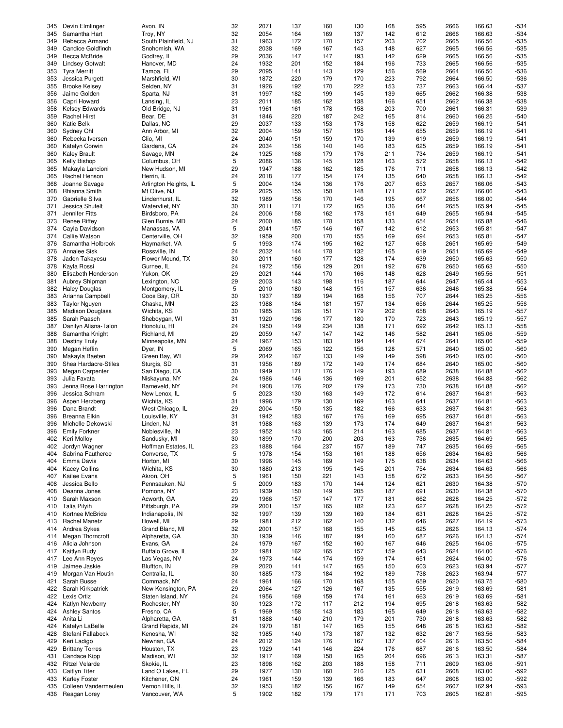| | | | | | | | | | | | | |
|---|---|---|---|---|---|---|---|---|---|---|---|---|
| 345 | Devin Elmlinger | Avon, IN | 32 | 2071 | 137 | 160 | 130 | 168 | 595 | 2666 | 166.63 | -534 |
| 345 | Samantha Hart | Troy, NY | 32 | 2054 | 164 | 169 | 137 | 142 | 612 | 2666 | 166.63 | -534 |
| 349 | Rebecca Armand | South Plainfield, NJ | 31 | 1963 | 172 | 170 | 157 | 203 | 702 | 2665 | 166.56 | -535 |
| 349 | Candice Goldfinch | Snohomish, WA | 32 | 2038 | 169 | 167 | 143 | 148 | 627 | 2665 | 166.56 | -535 |
| 349 | Becca McBride | Godfrey, IL | 29 | 2036 | 147 | 147 | 193 | 142 | 629 | 2665 | 166.56 | -535 |
| 349 | Lindsey Gotwalt | Hanover, MD | 24 | 1932 | 201 | 152 | 184 | 196 | 733 | 2665 | 166.56 | -535 |
| 353 | Tyra Merritt | Tampa, FL | 29 | 2095 | 141 | 143 | 129 | 156 | 569 | 2664 | 166.50 | -536 |
| 353 | Jessica Purgett | Marshfield, WI | 30 | 1872 | 220 | 179 | 170 | 223 | 792 | 2664 | 166.50 | -536 |
| 355 | Brooke Kelsey | Selden, NY | 31 | 1926 | 192 | 170 | 222 | 153 | 737 | 2663 | 166.44 | -537 |
| 356 | Jaime Golden | Sparta, NJ | 31 | 1997 | 182 | 199 | 145 | 139 | 665 | 2662 | 166.38 | -538 |
| 356 | Capri Howard | Lansing, IL | 23 | 2011 | 185 | 162 | 138 | 166 | 651 | 2662 | 166.38 | -538 |
| 358 | Kelsey Edwards | Old Bridge, NJ | 31 | 1961 | 161 | 178 | 158 | 203 | 700 | 2661 | 166.31 | -539 |
| 359 | Rachel Hirst | Bear, DE | 31 | 1846 | 220 | 187 | 242 | 165 | 814 | 2660 | 166.25 | -540 |
| 360 | Katie Belk | Dallas, NC | 29 | 2037 | 133 | 153 | 178 | 158 | 622 | 2659 | 166.19 | -541 |
| 360 | Sydney Ohl | Ann Arbor, MI | 32 | 2004 | 159 | 157 | 195 | 144 | 655 | 2659 | 166.19 | -541 |
| 360 | Rebecka Iversen | Clio, MI | 24 | 2040 | 151 | 159 | 170 | 139 | 619 | 2659 | 166.19 | -541 |
| 360 | Katelyn Corwin | Gardena, CA | 24 | 2034 | 156 | 140 | 146 | 183 | 625 | 2659 | 166.19 | -541 |
| 360 | Kaley Brault | Savage, MN | 24 | 1925 | 168 | 179 | 176 | 211 | 734 | 2659 | 166.19 | -541 |
| 365 | Kelly Bishop | Columbus, OH | 5 | 2086 | 136 | 145 | 128 | 163 | 572 | 2658 | 166.13 | -542 |
| 365 | Makayla Lancioni | New Hudson, MI | 29 | 1947 | 188 | 162 | 185 | 176 | 711 | 2658 | 166.13 | -542 |
| 365 | Rachel Henson | Herrin, IL | 24 | 2018 | 177 | 154 | 174 | 135 | 640 | 2658 | 166.13 | -542 |
| 368 | Joanne Savage | Arlington Heights, IL | 5 | 2004 | 134 | 136 | 176 | 207 | 653 | 2657 | 166.06 | -543 |
| 368 | Rhianna Smith | Mt Olive, NJ | 29 | 2025 | 155 | 158 | 148 | 171 | 632 | 2657 | 166.06 | -543 |
| 370 | Gabrielle Silva | Lindenhurst, IL | 32 | 1989 | 156 | 170 | 146 | 195 | 667 | 2656 | 166.00 | -544 |
| 371 | Jessica Shufelt | Watervliet, NY | 30 | 2011 | 171 | 172 | 165 | 136 | 644 | 2655 | 165.94 | -545 |
| 371 | Jennifer Fitts | Birdsboro, PA | 24 | 2006 | 158 | 162 | 178 | 151 | 649 | 2655 | 165.94 | -545 |
| 373 | Renee Riffey | Glen Burnie, MD | 24 | 2000 | 185 | 178 | 158 | 133 | 654 | 2654 | 165.88 | -546 |
| 374 | Cayla Davidson | Manassas, VA | 5 | 2041 | 157 | 146 | 167 | 142 | 612 | 2653 | 165.81 | -547 |
| 374 | Callie Watson | Centerville, OH | 32 | 1959 | 200 | 170 | 155 | 169 | 694 | 2653 | 165.81 | -547 |
| 376 | Samantha Holbrook | Haymarket, VA | 5 | 1993 | 174 | 195 | 162 | 127 | 658 | 2651 | 165.69 | -549 |
| 376 | Annalee Sisk | Rossville, IN | 24 | 2032 | 144 | 178 | 132 | 165 | 619 | 2651 | 165.69 | -549 |
| 378 | Jaden Takayesu | Flower Mound, TX | 30 | 2011 | 160 | 177 | 128 | 174 | 639 | 2650 | 165.63 | -550 |
| 378 | Kayla Rossi | Gurnee, IL | 24 | 1972 | 156 | 129 | 201 | 192 | 678 | 2650 | 165.63 | -550 |
| 380 | Elisabeth Henderson | Yukon, OK | 29 | 2021 | 144 | 170 | 166 | 148 | 628 | 2649 | 165.56 | -551 |
| 381 | Aubrey Shipman | Lexington, NC | 29 | 2003 | 143 | 198 | 116 | 187 | 644 | 2647 | 165.44 | -553 |
| 382 | Haley Douglas | Montgomery, IL | 5 | 2010 | 180 | 148 | 151 | 157 | 636 | 2646 | 165.38 | -554 |
| 383 | Arianna Campbell | Coos Bay, OR | 30 | 1937 | 189 | 194 | 168 | 156 | 707 | 2644 | 165.25 | -556 |
| 383 | Taylor Nguyen | Chaska, MN | 23 | 1988 | 184 | 181 | 157 | 134 | 656 | 2644 | 165.25 | -556 |
| 385 | Madison Douglass | Wichita, KS | 30 | 1985 | 126 | 151 | 179 | 202 | 658 | 2643 | 165.19 | -557 |
| 385 | Sarah Paasch | Sheboygan, WI | 31 | 1920 | 196 | 177 | 180 | 170 | 723 | 2643 | 165.19 | -557 |
| 387 | Danilyn Alisna-Talon | Honolulu, HI | 24 | 1950 | 149 | 234 | 138 | 171 | 692 | 2642 | 165.13 | -558 |
| 388 | Samantha Knight | Richland, MI | 29 | 2059 | 147 | 147 | 142 | 146 | 582 | 2641 | 165.06 | -559 |
| 388 | Destiny Truly | Minneapolis, MN | 24 | 1967 | 153 | 183 | 194 | 144 | 674 | 2641 | 165.06 | -559 |
| 390 | Megan Heflin | Dyer, IN | 5 | 2069 | 165 | 122 | 156 | 128 | 571 | 2640 | 165.00 | -560 |
| 390 | Makayla Baeten | Green Bay, WI | 29 | 2042 | 167 | 133 | 149 | 149 | 598 | 2640 | 165.00 | -560 |
| 390 | Shea Hardacre-Stiles | Sturgis, SD | 31 | 1956 | 189 | 172 | 149 | 174 | 684 | 2640 | 165.00 | -560 |
| 393 | Megan Carpenter | San Diego, CA | 30 | 1949 | 171 | 176 | 149 | 193 | 689 | 2638 | 164.88 | -562 |
| 393 | Julia Favata | Niskayuna, NY | 24 | 1986 | 146 | 136 | 169 | 201 | 652 | 2638 | 164.88 | -562 |
| 393 | Jenna Rose Harrington | Barneveld, NY | 24 | 1908 | 176 | 202 | 179 | 173 | 730 | 2638 | 164.88 | -562 |
| 396 | Jessica Schram | New Lenox, IL | 5 | 2023 | 130 | 163 | 149 | 172 | 614 | 2637 | 164.81 | -563 |
| 396 | Aspen Herzberg | Wichita, KS | 31 | 1996 | 179 | 130 | 169 | 163 | 641 | 2637 | 164.81 | -563 |
| 396 | Dana Brandt | West Chicago, IL | 29 | 2004 | 150 | 135 | 182 | 166 | 633 | 2637 | 164.81 | -563 |
| 396 | Breanna Elkin | Louisville, KY | 31 | 1942 | 183 | 167 | 176 | 169 | 695 | 2637 | 164.81 | -563 |
| 396 | Michelle Dekowski | Linden, NJ | 31 | 1988 | 163 | 139 | 173 | 174 | 649 | 2637 | 164.81 | -563 |
| 396 | Emily Forkner | Noblesville, IN | 23 | 1952 | 143 | 165 | 214 | 163 | 685 | 2637 | 164.81 | -563 |
| 402 | Keri Molloy | Sandusky, MI | 30 | 1899 | 170 | 200 | 203 | 163 | 736 | 2635 | 164.69 | -565 |
| 402 | Jordyn Wagner | Hoffman Estates, IL | 23 | 1888 | 164 | 237 | 157 | 189 | 747 | 2635 | 164.69 | -565 |
| 404 | Sabrina Fautheree | Converse, TX | 5 | 1978 | 154 | 153 | 161 | 188 | 656 | 2634 | 164.63 | -566 |
| 404 | Emma Davis | Horton, MI | 30 | 1996 | 145 | 169 | 149 | 175 | 638 | 2634 | 164.63 | -566 |
| 404 | Kacey Collins | Wichita, KS | 30 | 1880 | 213 | 195 | 145 | 201 | 754 | 2634 | 164.63 | -566 |
| 407 | Kailee Evans | Akron, OH | 5 | 1961 | 150 | 221 | 143 | 158 | 672 | 2633 | 164.56 | -567 |
| 408 | Jessica Bello | Pennsauken, NJ | 5 | 2009 | 183 | 170 | 144 | 124 | 621 | 2630 | 164.38 | -570 |
| 408 | Deanna Jones | Pomona, NY | 23 | 1939 | 150 | 149 | 205 | 187 | 691 | 2630 | 164.38 | -570 |
| 410 | Sarah Maxson | Acworth, GA | 29 | 1966 | 157 | 147 | 177 | 181 | 662 | 2628 | 164.25 | -572 |
| 410 | Talia Pilyih | Pittsburgh, PA | 29 | 2001 | 157 | 165 | 182 | 123 | 627 | 2628 | 164.25 | -572 |
| 410 | Kortnee McBride | Indianapolis, IN | 32 | 1997 | 139 | 139 | 169 | 184 | 631 | 2628 | 164.25 | -572 |
| 413 | Rachel Manetz | Howell, MI | 29 | 1981 | 212 | 162 | 140 | 132 | 646 | 2627 | 164.19 | -573 |
| 414 | Andrea Sykes | Grand Blanc, MI | 32 | 2001 | 157 | 168 | 155 | 145 | 625 | 2626 | 164.13 | -574 |
| 414 | Megan Thorncroft | Alpharetta, GA | 30 | 1939 | 146 | 187 | 194 | 160 | 687 | 2626 | 164.13 | -574 |
| 416 | Alicia Johnson | Evans, GA | 24 | 1979 | 167 | 152 | 160 | 167 | 646 | 2625 | 164.06 | -575 |
| 417 | Kaitlyn Rudy | Buffalo Grove, IL | 32 | 1981 | 162 | 165 | 157 | 159 | 643 | 2624 | 164.00 | -576 |
| 417 | Lee Ann Reyes | Las Vegas, NV | 24 | 1973 | 144 | 174 | 159 | 174 | 651 | 2624 | 164.00 | -576 |
| 419 | Jaimee Jaskie | Bluffton, IN | 29 | 2020 | 141 | 147 | 165 | 150 | 603 | 2623 | 163.94 | -577 |
| 419 | Morgan Van Houtin | Centralia, IL | 30 | 1885 | 173 | 184 | 192 | 189 | 738 | 2623 | 163.94 | -577 |
| 421 | Sarah Busse | Commack, NY | 24 | 1961 | 166 | 170 | 168 | 155 | 659 | 2620 | 163.75 | -580 |
| 422 | Sarah Kirkpatrick | New Kensington, PA | 29 | 2064 | 127 | 126 | 167 | 135 | 555 | 2619 | 163.69 | -581 |
| 422 | Lexis Ortiz | Staten Island, NY | 24 | 1956 | 169 | 159 | 174 | 161 | 663 | 2619 | 163.69 | -581 |
| 424 | Katlyn Newberry | Rochester, NY | 30 | 1923 | 172 | 117 | 212 | 194 | 695 | 2618 | 163.63 | -582 |
| 424 | Ashley Santos | Fresno, CA | 5 | 1969 | 158 | 143 | 183 | 165 | 649 | 2618 | 163.63 | -582 |
| 424 | Anita Li | Alpharetta, GA | 31 | 1888 | 140 | 210 | 179 | 201 | 730 | 2618 | 163.63 | -582 |
| 424 | Katelyn LaBelle | Grand Rapids, MI | 24 | 1970 | 181 | 147 | 165 | 155 | 648 | 2618 | 163.63 | -582 |
| 428 | Stefani Fallabeck | Kenosha, WI | 32 | 1985 | 140 | 173 | 187 | 132 | 632 | 2617 | 163.56 | -583 |
| 429 | Keri Ladigo | Newnan, GA | 24 | 2012 | 124 | 176 | 167 | 137 | 604 | 2616 | 163.50 | -584 |
| 429 | Brittany Torres | Houston, TX | 23 | 1929 | 141 | 146 | 224 | 176 | 687 | 2616 | 163.50 | -584 |
| 431 | Candace Kipp | Madison, WI | 32 | 1917 | 169 | 158 | 165 | 204 | 696 | 2613 | 163.31 | -587 |
| 432 | Ritzel Velarde | Skokie, IL | 23 | 1898 | 162 | 203 | 188 | 158 | 711 | 2609 | 163.06 | -591 |
| 433 | Caitlyn Titer | Land O Lakes, FL | 29 | 1977 | 130 | 160 | 216 | 125 | 631 | 2608 | 163.00 | -592 |
| 433 | Karley Foster | Kitchener, ON | 24 | 1961 | 159 | 139 | 166 | 183 | 647 | 2608 | 163.00 | -592 |
| 435 | Colleen Vandermeulen | Vernon Hills, IL | 32 | 1953 | 182 | 156 | 167 | 149 | 654 | 2607 | 162.94 | -593 |
| 436 | Reagan Lorey | Vancouver, WA | 5 | 1902 | 182 | 179 | 171 | 171 | 703 | 2605 | 162.81 | -595 |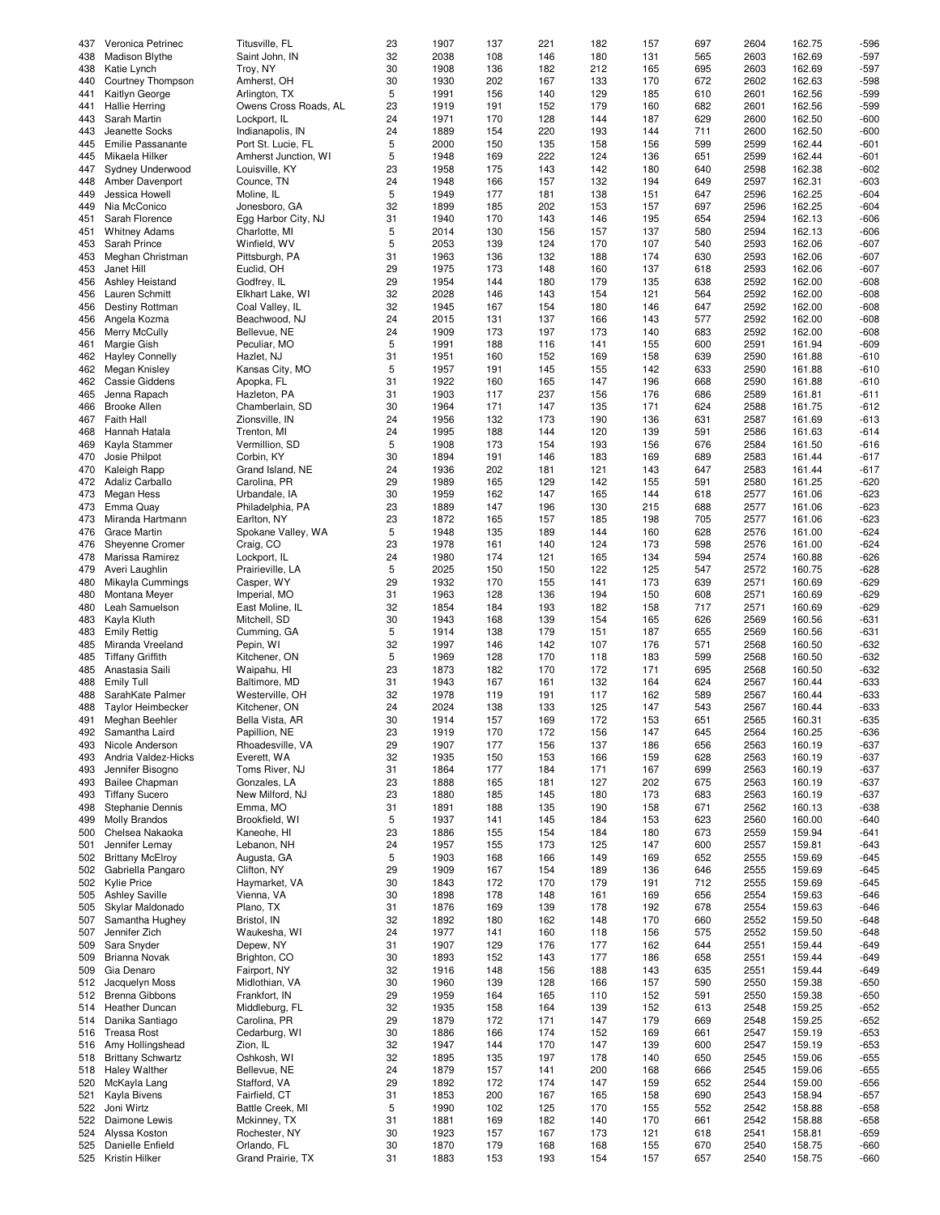| | | | | | | | | | | | | |
|---|---|---|---|---|---|---|---|---|---|---|---|---|
| 437 | Veronica Petrinec | Titusville, FL | 23 | 1907 | 137 | 221 | 182 | 157 | 697 | 2604 | 162.75 | -596 |
| 438 | Madison Blythe | Saint John, IN | 32 | 2038 | 108 | 146 | 180 | 131 | 565 | 2603 | 162.69 | -597 |
| 438 | Katie Lynch | Troy, NY | 30 | 1908 | 136 | 182 | 212 | 165 | 695 | 2603 | 162.69 | -597 |
| 440 | Courtney Thompson | Amherst, OH | 30 | 1930 | 202 | 167 | 133 | 170 | 672 | 2602 | 162.63 | -598 |
| 441 | Kaitlyn George | Arlington, TX | 5 | 1991 | 156 | 140 | 129 | 185 | 610 | 2601 | 162.56 | -599 |
| 441 | Hallie Herring | Owens Cross Roads, AL | 23 | 1919 | 191 | 152 | 179 | 160 | 682 | 2601 | 162.56 | -599 |
| 443 | Sarah Martin | Lockport, IL | 24 | 1971 | 170 | 128 | 144 | 187 | 629 | 2600 | 162.50 | -600 |
| 443 | Jeanette Socks | Indianapolis, IN | 24 | 1889 | 154 | 220 | 193 | 144 | 711 | 2600 | 162.50 | -600 |
| 445 | Emilie Passanante | Port St. Lucie, FL | 5 | 2000 | 150 | 135 | 158 | 156 | 599 | 2599 | 162.44 | -601 |
| 445 | Mikaela Hilker | Amherst Junction, WI | 5 | 1948 | 169 | 222 | 124 | 136 | 651 | 2599 | 162.44 | -601 |
| 447 | Sydney Underwood | Louisville, KY | 23 | 1958 | 175 | 143 | 142 | 180 | 640 | 2598 | 162.38 | -602 |
| 448 | Amber Davenport | Counce, TN | 24 | 1948 | 166 | 157 | 132 | 194 | 649 | 2597 | 162.31 | -603 |
| 449 | Jessica Howell | Moline, IL | 5 | 1949 | 177 | 181 | 138 | 151 | 647 | 2596 | 162.25 | -604 |
| 449 | Nia McConico | Jonesboro, GA | 32 | 1899 | 185 | 202 | 153 | 157 | 697 | 2596 | 162.25 | -604 |
| 451 | Sarah Florence | Egg Harbor City, NJ | 31 | 1940 | 170 | 143 | 146 | 195 | 654 | 2594 | 162.13 | -606 |
| 451 | Whitney Adams | Charlotte, MI | 5 | 2014 | 130 | 156 | 157 | 137 | 580 | 2594 | 162.13 | -606 |
| 453 | Sarah Prince | Winfield, WV | 5 | 2053 | 139 | 124 | 170 | 107 | 540 | 2593 | 162.06 | -607 |
| 453 | Meghan Christman | Pittsburgh, PA | 31 | 1963 | 136 | 132 | 188 | 174 | 630 | 2593 | 162.06 | -607 |
| 453 | Janet Hill | Euclid, OH | 29 | 1975 | 173 | 148 | 160 | 137 | 618 | 2593 | 162.06 | -607 |
| 456 | Ashley Heistand | Godfrey, IL | 29 | 1954 | 144 | 180 | 179 | 135 | 638 | 2592 | 162.00 | -608 |
| 456 | Lauren Schmitt | Elkhart Lake, WI | 32 | 2028 | 146 | 143 | 154 | 121 | 564 | 2592 | 162.00 | -608 |
| 456 | Destiny Rottman | Coal Valley, IL | 32 | 1945 | 167 | 154 | 180 | 146 | 647 | 2592 | 162.00 | -608 |
| 456 | Angela Kozma | Beachwood, NJ | 24 | 2015 | 131 | 137 | 166 | 143 | 577 | 2592 | 162.00 | -608 |
| 456 | Merry McCully | Bellevue, NE | 24 | 1909 | 173 | 197 | 173 | 140 | 683 | 2592 | 162.00 | -608 |
| 461 | Margie Gish | Peculiar, MO | 5 | 1991 | 188 | 116 | 141 | 155 | 600 | 2591 | 161.94 | -609 |
| 462 | Hayley Connelly | Hazlet, NJ | 31 | 1951 | 160 | 152 | 169 | 158 | 639 | 2590 | 161.88 | -610 |
| 462 | Megan Knisley | Kansas City, MO | 5 | 1957 | 191 | 145 | 155 | 142 | 633 | 2590 | 161.88 | -610 |
| 462 | Cassie Giddens | Apopka, FL | 31 | 1922 | 160 | 165 | 147 | 196 | 668 | 2590 | 161.88 | -610 |
| 465 | Jenna Rapach | Hazleton, PA | 31 | 1903 | 117 | 237 | 156 | 176 | 686 | 2589 | 161.81 | -611 |
| 466 | Brooke Allen | Chamberlain, SD | 30 | 1964 | 171 | 147 | 135 | 171 | 624 | 2588 | 161.75 | -612 |
| 467 | Faith Hall | Zionsville, IN | 24 | 1956 | 132 | 173 | 190 | 136 | 631 | 2587 | 161.69 | -613 |
| 468 | Hannah Hatala | Trenton, MI | 24 | 1995 | 188 | 144 | 120 | 139 | 591 | 2586 | 161.63 | -614 |
| 469 | Kayla Stammer | Vermillion, SD | 5 | 1908 | 173 | 154 | 193 | 156 | 676 | 2584 | 161.50 | -616 |
| 470 | Josie Philpot | Corbin, KY | 30 | 1894 | 191 | 146 | 183 | 169 | 689 | 2583 | 161.44 | -617 |
| 470 | Kaleigh Rapp | Grand Island, NE | 24 | 1936 | 202 | 181 | 121 | 143 | 647 | 2583 | 161.44 | -617 |
| 472 | Adaliz Carballo | Carolina, PR | 29 | 1989 | 165 | 129 | 142 | 155 | 591 | 2580 | 161.25 | -620 |
| 473 | Megan Hess | Urbandale, IA | 30 | 1959 | 162 | 147 | 165 | 144 | 618 | 2577 | 161.06 | -623 |
| 473 | Emma Quay | Philadelphia, PA | 23 | 1889 | 147 | 196 | 130 | 215 | 688 | 2577 | 161.06 | -623 |
| 473 | Miranda Hartmann | Earlton, NY | 23 | 1872 | 165 | 157 | 185 | 198 | 705 | 2577 | 161.06 | -623 |
| 476 | Grace Martin | Spokane Valley, WA | 5 | 1948 | 135 | 189 | 144 | 160 | 628 | 2576 | 161.00 | -624 |
| 476 | Sheyenne Cromer | Craig, CO | 23 | 1978 | 161 | 140 | 124 | 173 | 598 | 2576 | 161.00 | -624 |
| 478 | Marissa Ramirez | Lockport, IL | 24 | 1980 | 174 | 121 | 165 | 134 | 594 | 2574 | 160.88 | -626 |
| 479 | Averi Laughlin | Prairieville, LA | 5 | 2025 | 150 | 150 | 122 | 125 | 547 | 2572 | 160.75 | -628 |
| 480 | Mikayla Cummings | Casper, WY | 29 | 1932 | 170 | 155 | 141 | 173 | 639 | 2571 | 160.69 | -629 |
| 480 | Montana Meyer | Imperial, MO | 31 | 1963 | 128 | 136 | 194 | 150 | 608 | 2571 | 160.69 | -629 |
| 480 | Leah Samuelson | East Moline, IL | 32 | 1854 | 184 | 193 | 182 | 158 | 717 | 2571 | 160.69 | -629 |
| 483 | Kayla Kluth | Mitchell, SD | 30 | 1943 | 168 | 139 | 154 | 165 | 626 | 2569 | 160.56 | -631 |
| 483 | Emily Rettig | Cumming, GA | 5 | 1914 | 138 | 179 | 151 | 187 | 655 | 2569 | 160.56 | -631 |
| 485 | Miranda Vreeland | Pepin, WI | 32 | 1997 | 146 | 142 | 107 | 176 | 571 | 2568 | 160.50 | -632 |
| 485 | Tiffany Griffith | Kitchener, ON | 5 | 1969 | 128 | 170 | 118 | 183 | 599 | 2568 | 160.50 | -632 |
| 485 | Anastasia Saili | Waipahu, HI | 23 | 1873 | 182 | 170 | 172 | 171 | 695 | 2568 | 160.50 | -632 |
| 488 | Emily Tull | Baltimore, MD | 31 | 1943 | 167 | 161 | 132 | 164 | 624 | 2567 | 160.44 | -633 |
| 488 | SarahKate Palmer | Westerville, OH | 32 | 1978 | 119 | 191 | 117 | 162 | 589 | 2567 | 160.44 | -633 |
| 488 | Taylor Heimbecker | Kitchener, ON | 24 | 2024 | 138 | 133 | 125 | 147 | 543 | 2567 | 160.44 | -633 |
| 491 | Meghan Beehler | Bella Vista, AR | 30 | 1914 | 157 | 169 | 172 | 153 | 651 | 2565 | 160.31 | -635 |
| 492 | Samantha Laird | Papillion, NE | 23 | 1919 | 170 | 172 | 156 | 147 | 645 | 2564 | 160.25 | -636 |
| 493 | Nicole Anderson | Rhoadesville, VA | 29 | 1907 | 177 | 156 | 137 | 186 | 656 | 2563 | 160.19 | -637 |
| 493 | Andria Valdez-Hicks | Everett, WA | 32 | 1935 | 150 | 153 | 166 | 159 | 628 | 2563 | 160.19 | -637 |
| 493 | Jennifer Bisogno | Toms River, NJ | 31 | 1864 | 177 | 184 | 171 | 167 | 699 | 2563 | 160.19 | -637 |
| 493 | Bailee Chapman | Gonzales, LA | 23 | 1888 | 165 | 181 | 127 | 202 | 675 | 2563 | 160.19 | -637 |
| 493 | Tiffany Sucero | New Milford, NJ | 23 | 1880 | 185 | 145 | 180 | 173 | 683 | 2563 | 160.19 | -637 |
| 498 | Stephanie Dennis | Emma, MO | 31 | 1891 | 188 | 135 | 190 | 158 | 671 | 2562 | 160.13 | -638 |
| 499 | Molly Brandos | Brookfield, WI | 5 | 1937 | 141 | 145 | 184 | 153 | 623 | 2560 | 160.00 | -640 |
| 500 | Chelsea Nakaoka | Kaneohe, HI | 23 | 1886 | 155 | 154 | 184 | 180 | 673 | 2559 | 159.94 | -641 |
| 501 | Jennifer Lemay | Lebanon, NH | 24 | 1957 | 155 | 173 | 125 | 147 | 600 | 2557 | 159.81 | -643 |
| 502 | Brittany McElroy | Augusta, GA | 5 | 1903 | 168 | 166 | 149 | 169 | 652 | 2555 | 159.69 | -645 |
| 502 | Gabriella Pangaro | Clifton, NY | 29 | 1909 | 167 | 154 | 189 | 136 | 646 | 2555 | 159.69 | -645 |
| 502 | Kylie Price | Haymarket, VA | 30 | 1843 | 172 | 170 | 179 | 191 | 712 | 2555 | 159.69 | -645 |
| 505 | Ashley Saville | Vienna, VA | 30 | 1898 | 178 | 148 | 161 | 169 | 656 | 2554 | 159.63 | -646 |
| 505 | Skylar Maldonado | Plano, TX | 31 | 1876 | 169 | 139 | 178 | 192 | 678 | 2554 | 159.63 | -646 |
| 507 | Samantha Hughey | Bristol, IN | 32 | 1892 | 180 | 162 | 148 | 170 | 660 | 2552 | 159.50 | -648 |
| 507 | Jennifer Zich | Waukesha, WI | 24 | 1977 | 141 | 160 | 118 | 156 | 575 | 2552 | 159.50 | -648 |
| 509 | Sara Snyder | Depew, NY | 31 | 1907 | 129 | 176 | 177 | 162 | 644 | 2551 | 159.44 | -649 |
| 509 | Brianna Novak | Brighton, CO | 30 | 1893 | 152 | 143 | 177 | 186 | 658 | 2551 | 159.44 | -649 |
| 509 | Gia Denaro | Fairport, NY | 32 | 1916 | 148 | 156 | 188 | 143 | 635 | 2551 | 159.44 | -649 |
| 512 | Jacquelyn Moss | Midlothian, VA | 30 | 1960 | 139 | 128 | 166 | 157 | 590 | 2550 | 159.38 | -650 |
| 512 | Brenna Gibbons | Frankfort, IN | 29 | 1959 | 164 | 165 | 110 | 152 | 591 | 2550 | 159.38 | -650 |
| 514 | Heather Duncan | Middleburg, FL | 32 | 1935 | 158 | 164 | 139 | 152 | 613 | 2548 | 159.25 | -652 |
| 514 | Danika Santiago | Carolina, PR | 29 | 1879 | 172 | 171 | 147 | 179 | 669 | 2548 | 159.25 | -652 |
| 516 | Treasa Rost | Cedarburg, WI | 30 | 1886 | 166 | 174 | 152 | 169 | 661 | 2547 | 159.19 | -653 |
| 516 | Amy Hollingshead | Zion, IL | 32 | 1947 | 144 | 170 | 147 | 139 | 600 | 2547 | 159.19 | -653 |
| 518 | Brittany Schwartz | Oshkosh, WI | 32 | 1895 | 135 | 197 | 178 | 140 | 650 | 2545 | 159.06 | -655 |
| 518 | Haley Walther | Bellevue, NE | 24 | 1879 | 157 | 141 | 200 | 168 | 666 | 2545 | 159.06 | -655 |
| 520 | McKayla Lang | Stafford, VA | 29 | 1892 | 172 | 174 | 147 | 159 | 652 | 2544 | 159.00 | -656 |
| 521 | Kayla Bivens | Fairfield, CT | 31 | 1853 | 200 | 167 | 165 | 158 | 690 | 2543 | 158.94 | -657 |
| 522 | Joni Wirtz | Battle Creek, MI | 5 | 1990 | 102 | 125 | 170 | 155 | 552 | 2542 | 158.88 | -658 |
| 522 | Daimone Lewis | Mckinney, TX | 31 | 1881 | 169 | 182 | 140 | 170 | 661 | 2542 | 158.88 | -658 |
| 524 | Alyssa Koston | Rochester, NY | 30 | 1923 | 157 | 167 | 173 | 121 | 618 | 2541 | 158.81 | -659 |
| 525 | Danielle Enfield | Orlando, FL | 30 | 1870 | 179 | 168 | 168 | 155 | 670 | 2540 | 158.75 | -660 |
| 525 | Kristin Hilker | Grand Prairie, TX | 31 | 1883 | 153 | 193 | 154 | 157 | 657 | 2540 | 158.75 | -660 |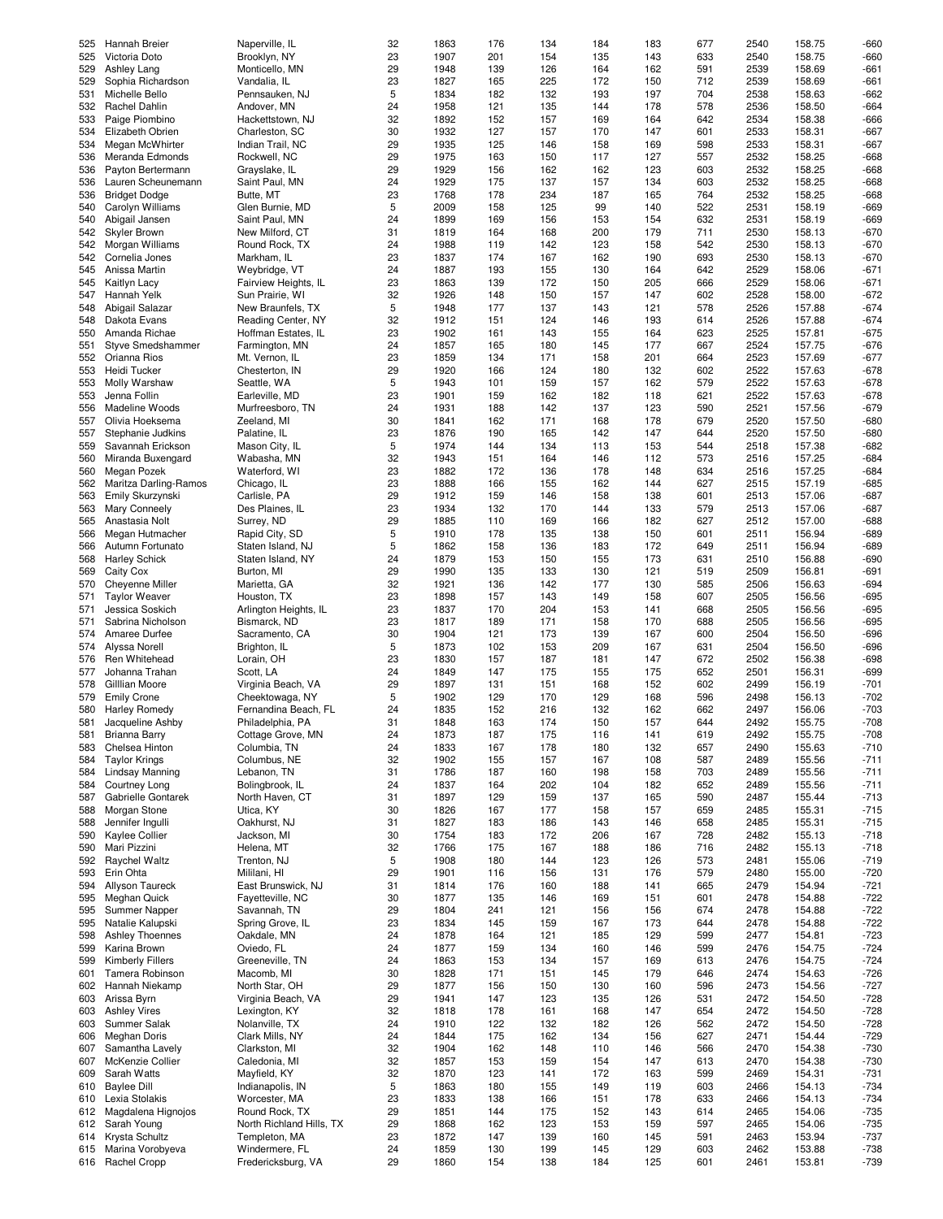| | | | | | | | | | | | | |
|---|---|---|---|---|---|---|---|---|---|---|---|---|
| 525 | Hannah Breier | Naperville, IL | 32 | 1863 | 176 | 134 | 184 | 183 | 677 | 2540 | 158.75 | -660 |
| 525 | Victoria Doto | Brooklyn, NY | 23 | 1907 | 201 | 154 | 135 | 143 | 633 | 2540 | 158.75 | -660 |
| 529 | Ashley Lang | Monticello, MN | 29 | 1948 | 139 | 126 | 164 | 162 | 591 | 2539 | 158.69 | -661 |
| 529 | Sophia Richardson | Vandalia, IL | 23 | 1827 | 165 | 225 | 172 | 150 | 712 | 2539 | 158.69 | -661 |
| 531 | Michelle Bello | Pennsauken, NJ | 5 | 1834 | 182 | 132 | 193 | 197 | 704 | 2538 | 158.63 | -662 |
| 532 | Rachel Dahlin | Andover, MN | 24 | 1958 | 121 | 135 | 144 | 178 | 578 | 2536 | 158.50 | -664 |
| 533 | Paige Piombino | Hackettstown, NJ | 32 | 1892 | 152 | 157 | 169 | 164 | 642 | 2534 | 158.38 | -666 |
| 534 | Elizabeth Obrien | Charleston, SC | 30 | 1932 | 127 | 157 | 170 | 147 | 601 | 2533 | 158.31 | -667 |
| 534 | Megan McWhirter | Indian Trail, NC | 29 | 1935 | 125 | 146 | 158 | 169 | 598 | 2533 | 158.31 | -667 |
| 536 | Meranda Edmonds | Rockwell, NC | 29 | 1975 | 163 | 150 | 117 | 127 | 557 | 2532 | 158.25 | -668 |
| 536 | Payton Bertermann | Grayslake, IL | 29 | 1929 | 156 | 162 | 162 | 123 | 603 | 2532 | 158.25 | -668 |
| 536 | Lauren Scheunemann | Saint Paul, MN | 24 | 1929 | 175 | 137 | 157 | 134 | 603 | 2532 | 158.25 | -668 |
| 536 | Bridget Dodge | Butte, MT | 23 | 1768 | 178 | 234 | 187 | 165 | 764 | 2532 | 158.25 | -668 |
| 540 | Carolyn Williams | Glen Burnie, MD | 5 | 2009 | 158 | 125 | 99 | 140 | 522 | 2531 | 158.19 | -669 |
| 540 | Abigail Jansen | Saint Paul, MN | 24 | 1899 | 169 | 156 | 153 | 154 | 632 | 2531 | 158.19 | -669 |
| 542 | Skyler Brown | New Milford, CT | 31 | 1819 | 164 | 168 | 200 | 179 | 711 | 2530 | 158.13 | -670 |
| 542 | Morgan Williams | Round Rock, TX | 24 | 1988 | 119 | 142 | 123 | 158 | 542 | 2530 | 158.13 | -670 |
| 542 | Cornelia Jones | Markham, IL | 23 | 1837 | 174 | 167 | 162 | 190 | 693 | 2530 | 158.13 | -670 |
| 545 | Anissa Martin | Weybridge, VT | 24 | 1887 | 193 | 155 | 130 | 164 | 642 | 2529 | 158.06 | -671 |
| 545 | Kaitlyn Lacy | Fairview Heights, IL | 23 | 1863 | 139 | 172 | 150 | 205 | 666 | 2529 | 158.06 | -671 |
| 547 | Hannah Yelk | Sun Prairie, WI | 32 | 1926 | 148 | 150 | 157 | 147 | 602 | 2528 | 158.00 | -672 |
| 548 | Abigail Salazar | New Braunfels, TX | 5 | 1948 | 177 | 137 | 143 | 121 | 578 | 2526 | 157.88 | -674 |
| 548 | Dakota Evans | Reading Center, NY | 32 | 1912 | 151 | 124 | 146 | 193 | 614 | 2526 | 157.88 | -674 |
| 550 | Amanda Richae | Hoffman Estates, IL | 23 | 1902 | 161 | 143 | 155 | 164 | 623 | 2525 | 157.81 | -675 |
| 551 | Styve Smedshammer | Farmington, MN | 24 | 1857 | 165 | 180 | 145 | 177 | 667 | 2524 | 157.75 | -676 |
| 552 | Orianna Rios | Mt. Vernon, IL | 23 | 1859 | 134 | 171 | 158 | 201 | 664 | 2523 | 157.69 | -677 |
| 553 | Heidi Tucker | Chesterton, IN | 29 | 1920 | 166 | 124 | 180 | 132 | 602 | 2522 | 157.63 | -678 |
| 553 | Molly Warshaw | Seattle, WA | 5 | 1943 | 101 | 159 | 157 | 162 | 579 | 2522 | 157.63 | -678 |
| 553 | Jenna Follin | Earleville, MD | 23 | 1901 | 159 | 162 | 182 | 118 | 621 | 2522 | 157.63 | -678 |
| 556 | Madeline Woods | Murfreesboro, TN | 24 | 1931 | 188 | 142 | 137 | 123 | 590 | 2521 | 157.56 | -679 |
| 557 | Olivia Hoeksema | Zeeland, MI | 30 | 1841 | 162 | 171 | 168 | 178 | 679 | 2520 | 157.50 | -680 |
| 557 | Stephanie Judkins | Palatine, IL | 23 | 1876 | 190 | 165 | 142 | 147 | 644 | 2520 | 157.50 | -680 |
| 559 | Savannah Erickson | Mason City, IL | 5 | 1974 | 144 | 134 | 113 | 153 | 544 | 2518 | 157.38 | -682 |
| 560 | Miranda Buxengard | Wabasha, MN | 32 | 1943 | 151 | 164 | 146 | 112 | 573 | 2516 | 157.25 | -684 |
| 560 | Megan Pozek | Waterford, WI | 23 | 1882 | 172 | 136 | 178 | 148 | 634 | 2516 | 157.25 | -684 |
| 562 | Maritza Darling-Ramos | Chicago, IL | 23 | 1888 | 166 | 155 | 162 | 144 | 627 | 2515 | 157.19 | -685 |
| 563 | Emily Skurzynski | Carlisle, PA | 29 | 1912 | 159 | 146 | 158 | 138 | 601 | 2513 | 157.06 | -687 |
| 563 | Mary Conneely | Des Plaines, IL | 23 | 1934 | 132 | 170 | 144 | 133 | 579 | 2513 | 157.06 | -687 |
| 565 | Anastasia Nolt | Surrey, ND | 29 | 1885 | 110 | 169 | 166 | 182 | 627 | 2512 | 157.00 | -688 |
| 566 | Megan Hutmacher | Rapid City, SD | 5 | 1910 | 178 | 135 | 138 | 150 | 601 | 2511 | 156.94 | -689 |
| 566 | Autumn Fortunato | Staten Island, NJ | 5 | 1862 | 158 | 136 | 183 | 172 | 649 | 2511 | 156.94 | -689 |
| 568 | Harley Schick | Staten Island, NY | 24 | 1879 | 153 | 150 | 155 | 173 | 631 | 2510 | 156.88 | -690 |
| 569 | Caity Cox | Burton, MI | 29 | 1990 | 135 | 133 | 130 | 121 | 519 | 2509 | 156.81 | -691 |
| 570 | Cheyenne Miller | Marietta, GA | 32 | 1921 | 136 | 142 | 177 | 130 | 585 | 2506 | 156.63 | -694 |
| 571 | Taylor Weaver | Houston, TX | 23 | 1898 | 157 | 143 | 149 | 158 | 607 | 2505 | 156.56 | -695 |
| 571 | Jessica Soskich | Arlington Heights, IL | 23 | 1837 | 170 | 204 | 153 | 141 | 668 | 2505 | 156.56 | -695 |
| 571 | Sabrina Nicholson | Bismarck, ND | 23 | 1817 | 189 | 171 | 158 | 170 | 688 | 2505 | 156.56 | -695 |
| 574 | Amaree Durfee | Sacramento, CA | 30 | 1904 | 121 | 173 | 139 | 167 | 600 | 2504 | 156.50 | -696 |
| 574 | Alyssa Norell | Brighton, IL | 5 | 1873 | 102 | 153 | 209 | 167 | 631 | 2504 | 156.50 | -696 |
| 576 | Ren Whitehead | Lorain, OH | 23 | 1830 | 157 | 187 | 181 | 147 | 672 | 2502 | 156.38 | -698 |
| 577 | Johanna Trahan | Scott, LA | 24 | 1849 | 147 | 175 | 155 | 175 | 652 | 2501 | 156.31 | -699 |
| 578 | Gilllian Moore | Virginia Beach, VA | 29 | 1897 | 131 | 151 | 168 | 152 | 602 | 2499 | 156.19 | -701 |
| 579 | Emily Crone | Cheektowaga, NY | 5 | 1902 | 129 | 170 | 129 | 168 | 596 | 2498 | 156.13 | -702 |
| 580 | Harley Romedy | Fernandina Beach, FL | 24 | 1835 | 152 | 216 | 132 | 162 | 662 | 2497 | 156.06 | -703 |
| 581 | Jacqueline Ashby | Philadelphia, PA | 31 | 1848 | 163 | 174 | 150 | 157 | 644 | 2492 | 155.75 | -708 |
| 581 | Brianna Barry | Cottage Grove, MN | 24 | 1873 | 187 | 175 | 116 | 141 | 619 | 2492 | 155.75 | -708 |
| 583 | Chelsea Hinton | Columbia, TN | 24 | 1833 | 167 | 178 | 180 | 132 | 657 | 2490 | 155.63 | -710 |
| 584 | Taylor Krings | Columbus, NE | 32 | 1902 | 155 | 157 | 167 | 108 | 587 | 2489 | 155.56 | -711 |
| 584 | Lindsay Manning | Lebanon, TN | 31 | 1786 | 187 | 160 | 198 | 158 | 703 | 2489 | 155.56 | -711 |
| 584 | Courtney Long | Bolingbrook, IL | 24 | 1837 | 164 | 202 | 104 | 182 | 652 | 2489 | 155.56 | -711 |
| 587 | Gabrielle Gontarek | North Haven, CT | 31 | 1897 | 129 | 159 | 137 | 165 | 590 | 2487 | 155.44 | -713 |
| 588 | Morgan Stone | Utica, KY | 30 | 1826 | 167 | 177 | 158 | 157 | 659 | 2485 | 155.31 | -715 |
| 588 | Jennifer Ingulli | Oakhurst, NJ | 31 | 1827 | 183 | 186 | 143 | 146 | 658 | 2485 | 155.31 | -715 |
| 590 | Kaylee Collier | Jackson, MI | 30 | 1754 | 183 | 172 | 206 | 167 | 728 | 2482 | 155.13 | -718 |
| 590 | Mari Pizzini | Helena, MT | 32 | 1766 | 175 | 167 | 188 | 186 | 716 | 2482 | 155.13 | -718 |
| 592 | Raychel Waltz | Trenton, NJ | 5 | 1908 | 180 | 144 | 123 | 126 | 573 | 2481 | 155.06 | -719 |
| 593 | Erin Ohta | Mililani, HI | 29 | 1901 | 116 | 156 | 131 | 176 | 579 | 2480 | 155.00 | -720 |
| 594 | Allyson Taureck | East Brunswick, NJ | 31 | 1814 | 176 | 160 | 188 | 141 | 665 | 2479 | 154.94 | -721 |
| 595 | Meghan Quick | Fayetteville, NC | 30 | 1877 | 135 | 146 | 169 | 151 | 601 | 2478 | 154.88 | -722 |
| 595 | Summer Napper | Savannah, TN | 29 | 1804 | 241 | 121 | 156 | 156 | 674 | 2478 | 154.88 | -722 |
| 595 | Natalie Kalupski | Spring Grove, IL | 23 | 1834 | 145 | 159 | 167 | 173 | 644 | 2478 | 154.88 | -722 |
| 598 | Ashley Thoennes | Oakdale, MN | 24 | 1878 | 164 | 121 | 185 | 129 | 599 | 2477 | 154.81 | -723 |
| 599 | Karina Brown | Oviedo, FL | 24 | 1877 | 159 | 134 | 160 | 146 | 599 | 2476 | 154.75 | -724 |
| 599 | Kimberly Fillers | Greeneville, TN | 24 | 1863 | 153 | 134 | 157 | 169 | 613 | 2476 | 154.75 | -724 |
| 601 | Tamera Robinson | Macomb, MI | 30 | 1828 | 171 | 151 | 145 | 179 | 646 | 2474 | 154.63 | -726 |
| 602 | Hannah Niekamp | North Star, OH | 29 | 1877 | 156 | 150 | 130 | 160 | 596 | 2473 | 154.56 | -727 |
| 603 | Arissa Byrn | Virginia Beach, VA | 29 | 1941 | 147 | 123 | 135 | 126 | 531 | 2472 | 154.50 | -728 |
| 603 | Ashley Vires | Lexington, KY | 32 | 1818 | 178 | 161 | 168 | 147 | 654 | 2472 | 154.50 | -728 |
| 603 | Summer Salak | Nolanville, TX | 24 | 1910 | 122 | 132 | 182 | 126 | 562 | 2472 | 154.50 | -728 |
| 606 | Meghan Doris | Clark Mills, NY | 24 | 1844 | 175 | 162 | 134 | 156 | 627 | 2471 | 154.44 | -729 |
| 607 | Samantha Lavely | Clarkston, MI | 32 | 1904 | 162 | 148 | 110 | 146 | 566 | 2470 | 154.38 | -730 |
| 607 | McKenzie Collier | Caledonia, MI | 32 | 1857 | 153 | 159 | 154 | 147 | 613 | 2470 | 154.38 | -730 |
| 609 | Sarah Watts | Mayfield, KY | 32 | 1870 | 123 | 141 | 172 | 163 | 599 | 2469 | 154.31 | -731 |
| 610 | Baylee Dill | Indianapolis, IN | 5 | 1863 | 180 | 155 | 149 | 119 | 603 | 2466 | 154.13 | -734 |
| 610 | Lexia Stolakis | Worcester, MA | 23 | 1833 | 138 | 166 | 151 | 178 | 633 | 2466 | 154.13 | -734 |
| 612 | Magdalena Hignojos | Round Rock, TX | 29 | 1851 | 144 | 175 | 152 | 143 | 614 | 2465 | 154.06 | -735 |
| 612 | Sarah Young | North Richland Hills, TX | 29 | 1868 | 162 | 123 | 153 | 159 | 597 | 2465 | 154.06 | -735 |
| 614 | Krysta Schultz | Templeton, MA | 23 | 1872 | 147 | 139 | 160 | 145 | 591 | 2463 | 153.94 | -737 |
| 615 | Marina Vorobyeva | Windermere, FL | 24 | 1859 | 130 | 199 | 145 | 129 | 603 | 2462 | 153.88 | -738 |
| 616 | Rachel Cropp | Fredericksburg, VA | 29 | 1860 | 154 | 138 | 184 | 125 | 601 | 2461 | 153.81 | -739 |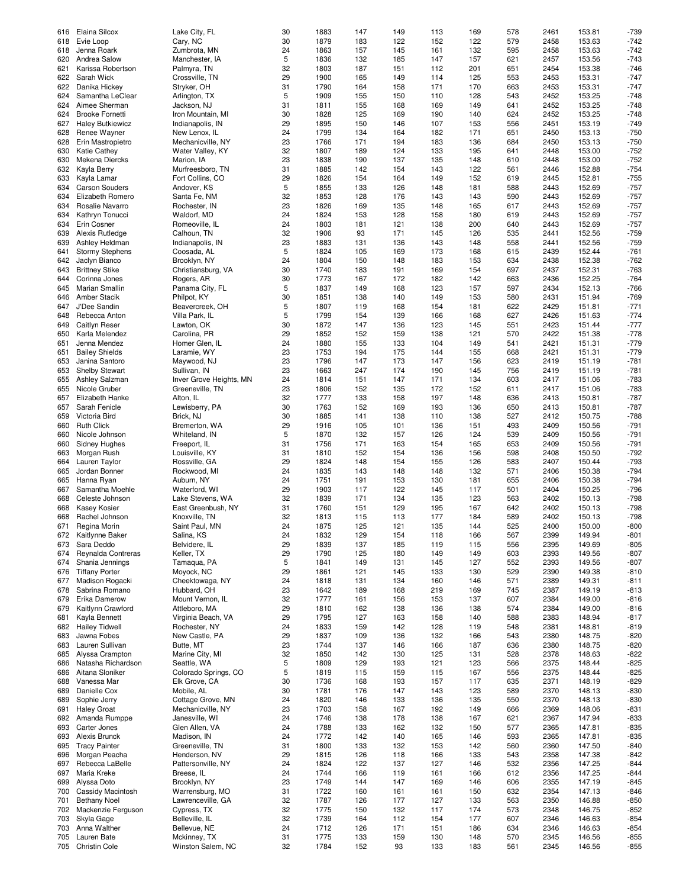| | | | | | | | | | | | | |
|---|---|---|---|---|---|---|---|---|---|---|---|---|
| 616 | Elaina Silcox | Lake City, FL | 30 | 1883 | 147 | 149 | 113 | 169 | 578 | 2461 | 153.81 | -739 |
| 618 | Evie Loop | Cary, NC | 30 | 1879 | 183 | 122 | 152 | 122 | 579 | 2458 | 153.63 | -742 |
| 618 | Jenna Roark | Zumbrota, MN | 24 | 1863 | 157 | 145 | 161 | 132 | 595 | 2458 | 153.63 | -742 |
| 620 | Andrea Salow | Manchester, IA | 5 | 1836 | 132 | 185 | 147 | 157 | 621 | 2457 | 153.56 | -743 |
| 621 | Karissa Robertson | Palmyra, TN | 32 | 1803 | 187 | 151 | 112 | 201 | 651 | 2454 | 153.38 | -746 |
| 622 | Sarah Wick | Crossville, TN | 29 | 1900 | 165 | 149 | 114 | 125 | 553 | 2453 | 153.31 | -747 |
| 622 | Danika Hickey | Stryker, OH | 31 | 1790 | 164 | 158 | 171 | 170 | 663 | 2453 | 153.31 | -747 |
| 624 | Samantha LeClear | Arlington, TX | 5 | 1909 | 155 | 150 | 110 | 128 | 543 | 2452 | 153.25 | -748 |
| 624 | Aimee Sherman | Jackson, NJ | 31 | 1811 | 155 | 168 | 169 | 149 | 641 | 2452 | 153.25 | -748 |
| 624 | Brooke Fornetti | Iron Mountain, MI | 30 | 1828 | 125 | 169 | 190 | 140 | 624 | 2452 | 153.25 | -748 |
| 627 | Haley Butkiewicz | Indianapolis, IN | 29 | 1895 | 150 | 146 | 107 | 153 | 556 | 2451 | 153.19 | -749 |
| 628 | Renee Wayner | New Lenox, IL | 24 | 1799 | 134 | 164 | 182 | 171 | 651 | 2450 | 153.13 | -750 |
| 628 | Erin Mastropietro | Mechanicville, NY | 23 | 1766 | 171 | 194 | 183 | 136 | 684 | 2450 | 153.13 | -750 |
| 630 | Katie Cathey | Water Valley, KY | 32 | 1807 | 189 | 124 | 133 | 195 | 641 | 2448 | 153.00 | -752 |
| 630 | Mekena Diercks | Marion, IA | 23 | 1838 | 190 | 137 | 135 | 148 | 610 | 2448 | 153.00 | -752 |
| 632 | Kayla Berry | Murfreesboro, TN | 31 | 1885 | 142 | 154 | 143 | 122 | 561 | 2446 | 152.88 | -754 |
| 633 | Kayla Lamar | Fort Collins, CO | 29 | 1826 | 154 | 164 | 149 | 152 | 619 | 2445 | 152.81 | -755 |
| 634 | Carson Souders | Andover, KS | 5 | 1855 | 133 | 126 | 148 | 181 | 588 | 2443 | 152.69 | -757 |
| 634 | Elizabeth Romero | Santa Fe, NM | 32 | 1853 | 128 | 176 | 143 | 143 | 590 | 2443 | 152.69 | -757 |
| 634 | Rosalie Navarro | Rochester, IN | 23 | 1826 | 169 | 135 | 148 | 165 | 617 | 2443 | 152.69 | -757 |
| 634 | Kathryn Tonucci | Waldorf, MD | 24 | 1824 | 153 | 128 | 158 | 180 | 619 | 2443 | 152.69 | -757 |
| 634 | Erin Cosner | Romeoville, IL | 24 | 1803 | 181 | 121 | 138 | 200 | 640 | 2443 | 152.69 | -757 |
| 639 | Alexis Rutledge | Calhoun, TN | 32 | 1906 | 93 | 171 | 145 | 126 | 535 | 2441 | 152.56 | -759 |
| 639 | Ashley Heldman | Indianapolis, IN | 23 | 1883 | 131 | 136 | 143 | 148 | 558 | 2441 | 152.56 | -759 |
| 641 | Stormy Stephens | Coosada, AL | 5 | 1824 | 105 | 169 | 173 | 168 | 615 | 2439 | 152.44 | -761 |
| 642 | Jaclyn Bianco | Brooklyn, NY | 24 | 1804 | 150 | 148 | 183 | 153 | 634 | 2438 | 152.38 | -762 |
| 643 | Brittney Stike | Christiansburg, VA | 30 | 1740 | 183 | 191 | 169 | 154 | 697 | 2437 | 152.31 | -763 |
| 644 | Corinna Jones | Rogers, AR | 30 | 1773 | 167 | 172 | 182 | 142 | 663 | 2436 | 152.25 | -764 |
| 645 | Marian Smallin | Panama City, FL | 5 | 1837 | 149 | 168 | 123 | 157 | 597 | 2434 | 152.13 | -766 |
| 646 | Amber Stacik | Philpot, KY | 30 | 1851 | 138 | 140 | 149 | 153 | 580 | 2431 | 151.94 | -769 |
| 647 | J'Dee Sandin | Beavercreek, OH | 5 | 1807 | 119 | 168 | 154 | 181 | 622 | 2429 | 151.81 | -771 |
| 648 | Rebecca Anton | Villa Park, IL | 5 | 1799 | 154 | 139 | 166 | 168 | 627 | 2426 | 151.63 | -774 |
| 649 | Caitlyn Reser | Lawton, OK | 30 | 1872 | 147 | 136 | 123 | 145 | 551 | 2423 | 151.44 | -777 |
| 650 | Karla Melendez | Carolina, PR | 29 | 1852 | 152 | 159 | 138 | 121 | 570 | 2422 | 151.38 | -778 |
| 651 | Jenna Mendez | Homer Glen, IL | 24 | 1880 | 155 | 133 | 104 | 149 | 541 | 2421 | 151.31 | -779 |
| 651 | Bailey Shields | Laramie, WY | 23 | 1753 | 194 | 175 | 144 | 155 | 668 | 2421 | 151.31 | -779 |
| 653 | Janina Santoro | Maywood, NJ | 23 | 1796 | 147 | 173 | 147 | 156 | 623 | 2419 | 151.19 | -781 |
| 653 | Shelby Stewart | Sullivan, IN | 23 | 1663 | 247 | 174 | 190 | 145 | 756 | 2419 | 151.19 | -781 |
| 655 | Ashley Salzman | Inver Grove Heights, MN | 24 | 1814 | 151 | 147 | 171 | 134 | 603 | 2417 | 151.06 | -783 |
| 655 | Nicole Gruber | Greeneville, TN | 23 | 1806 | 152 | 135 | 172 | 152 | 611 | 2417 | 151.06 | -783 |
| 657 | Elizabeth Hanke | Alton, IL | 32 | 1777 | 133 | 158 | 197 | 148 | 636 | 2413 | 150.81 | -787 |
| 657 | Sarah Fenicle | Lewisberry, PA | 30 | 1763 | 152 | 169 | 193 | 136 | 650 | 2413 | 150.81 | -787 |
| 659 | Victoria Bird | Brick, NJ | 30 | 1885 | 141 | 138 | 110 | 138 | 527 | 2412 | 150.75 | -788 |
| 660 | Ruth Click | Bremerton, WA | 29 | 1916 | 105 | 101 | 136 | 151 | 493 | 2409 | 150.56 | -791 |
| 660 | Nicole Johnson | Whiteland, IN | 5 | 1870 | 132 | 157 | 126 | 124 | 539 | 2409 | 150.56 | -791 |
| 660 | Sidney Hughes | Freeport, IL | 31 | 1756 | 171 | 163 | 154 | 165 | 653 | 2409 | 150.56 | -791 |
| 663 | Morgan Rush | Louisville, KY | 31 | 1810 | 152 | 154 | 136 | 156 | 598 | 2408 | 150.50 | -792 |
| 664 | Lauren Taylor | Rossville, GA | 29 | 1824 | 148 | 154 | 155 | 126 | 583 | 2407 | 150.44 | -793 |
| 665 | Jordan Bonner | Rockwood, MI | 24 | 1835 | 143 | 148 | 148 | 132 | 571 | 2406 | 150.38 | -794 |
| 665 | Hanna Ryan | Auburn, NY | 24 | 1751 | 191 | 153 | 130 | 181 | 655 | 2406 | 150.38 | -794 |
| 667 | Samantha Moehle | Waterford, WI | 29 | 1903 | 117 | 122 | 145 | 117 | 501 | 2404 | 150.25 | -796 |
| 668 | Celeste Johnson | Lake Stevens, WA | 32 | 1839 | 171 | 134 | 135 | 123 | 563 | 2402 | 150.13 | -798 |
| 668 | Kasey Kosier | East Greenbush, NY | 31 | 1760 | 151 | 129 | 195 | 167 | 642 | 2402 | 150.13 | -798 |
| 668 | Rachel Johnson | Knoxville, TN | 32 | 1813 | 115 | 113 | 177 | 184 | 589 | 2402 | 150.13 | -798 |
| 671 | Regina Morin | Saint Paul, MN | 24 | 1875 | 125 | 121 | 135 | 144 | 525 | 2400 | 150.00 | -800 |
| 672 | Kaitlynne Baker | Salina, KS | 24 | 1832 | 129 | 154 | 118 | 166 | 567 | 2399 | 149.94 | -801 |
| 673 | Sara Deddo | Belvidere, IL | 29 | 1839 | 137 | 185 | 119 | 115 | 556 | 2395 | 149.69 | -805 |
| 674 | Reynalda Contreras | Keller, TX | 29 | 1790 | 125 | 180 | 149 | 149 | 603 | 2393 | 149.56 | -807 |
| 674 | Shania Jennings | Tamaqua, PA | 5 | 1841 | 149 | 131 | 145 | 127 | 552 | 2393 | 149.56 | -807 |
| 676 | Tiffany Porter | Moyock, NC | 29 | 1861 | 121 | 145 | 133 | 130 | 529 | 2390 | 149.38 | -810 |
| 677 | Madison Rogacki | Cheektowaga, NY | 24 | 1818 | 131 | 134 | 160 | 146 | 571 | 2389 | 149.31 | -811 |
| 678 | Sabrina Romano | Hubbard, OH | 23 | 1642 | 189 | 168 | 219 | 169 | 745 | 2387 | 149.19 | -813 |
| 679 | Erika Damerow | Mount Vernon, IL | 32 | 1777 | 161 | 156 | 153 | 137 | 607 | 2384 | 149.00 | -816 |
| 679 | Kaitlynn Crawford | Attleboro, MA | 29 | 1810 | 162 | 138 | 136 | 138 | 574 | 2384 | 149.00 | -816 |
| 681 | Kayla Bennett | Virginia Beach, VA | 29 | 1795 | 127 | 163 | 158 | 140 | 588 | 2383 | 148.94 | -817 |
| 682 | Hailey Tidwell | Rochester, NY | 24 | 1833 | 159 | 142 | 128 | 119 | 548 | 2381 | 148.81 | -819 |
| 683 | Jawna Fobes | New Castle, PA | 29 | 1837 | 109 | 136 | 132 | 166 | 543 | 2380 | 148.75 | -820 |
| 683 | Lauren Sullivan | Butte, MT | 23 | 1744 | 137 | 146 | 166 | 187 | 636 | 2380 | 148.75 | -820 |
| 685 | Alyssa Crampton | Marine City, MI | 32 | 1850 | 142 | 130 | 125 | 131 | 528 | 2378 | 148.63 | -822 |
| 686 | Natasha Richardson | Seattle, WA | 5 | 1809 | 129 | 193 | 121 | 123 | 566 | 2375 | 148.44 | -825 |
| 686 | Aitana Sloniker | Colorado Springs, CO | 5 | 1819 | 115 | 159 | 115 | 167 | 556 | 2375 | 148.44 | -825 |
| 688 | Vanessa Mar | Elk Grove, CA | 30 | 1736 | 168 | 193 | 157 | 117 | 635 | 2371 | 148.19 | -829 |
| 689 | Danielle Cox | Mobile, AL | 30 | 1781 | 176 | 147 | 143 | 123 | 589 | 2370 | 148.13 | -830 |
| 689 | Sophie Jerry | Cottage Grove, MN | 24 | 1820 | 146 | 133 | 136 | 135 | 550 | 2370 | 148.13 | -830 |
| 691 | Haley Groat | Mechanicville, NY | 23 | 1703 | 158 | 167 | 192 | 149 | 666 | 2369 | 148.06 | -831 |
| 692 | Amanda Rumppe | Janesville, WI | 24 | 1746 | 138 | 178 | 138 | 167 | 621 | 2367 | 147.94 | -833 |
| 693 | Carter Jones | Glen Allen, VA | 24 | 1788 | 133 | 162 | 132 | 150 | 577 | 2365 | 147.81 | -835 |
| 693 | Alexis Brunck | Madison, IN | 24 | 1772 | 142 | 140 | 165 | 146 | 593 | 2365 | 147.81 | -835 |
| 695 | Tracy Painter | Greeneville, TN | 31 | 1800 | 133 | 132 | 153 | 142 | 560 | 2360 | 147.50 | -840 |
| 696 | Morgan Peacha | Henderson, NV | 29 | 1815 | 126 | 118 | 166 | 133 | 543 | 2358 | 147.38 | -842 |
| 697 | Rebecca LaBelle | Pattersonville, NY | 24 | 1824 | 122 | 137 | 127 | 146 | 532 | 2356 | 147.25 | -844 |
| 697 | Maria Kreke | Breese, IL | 24 | 1744 | 166 | 119 | 161 | 166 | 612 | 2356 | 147.25 | -844 |
| 699 | Alyssa Doto | Brooklyn, NY | 23 | 1749 | 144 | 147 | 169 | 146 | 606 | 2355 | 147.19 | -845 |
| 700 | Cassidy Macintosh | Warrensburg, MO | 31 | 1722 | 160 | 161 | 161 | 150 | 632 | 2354 | 147.13 | -846 |
| 701 | Bethany Noel | Lawrenceville, GA | 32 | 1787 | 126 | 177 | 127 | 133 | 563 | 2350 | 146.88 | -850 |
| 702 | Mackenzie Ferguson | Cypress, TX | 32 | 1775 | 150 | 132 | 117 | 174 | 573 | 2348 | 146.75 | -852 |
| 703 | Skyla Gage | Belleville, IL | 32 | 1739 | 164 | 112 | 154 | 177 | 607 | 2346 | 146.63 | -854 |
| 703 | Anna Walther | Bellevue, NE | 24 | 1712 | 126 | 171 | 151 | 186 | 634 | 2346 | 146.63 | -854 |
| 705 | Lauren Bate | Mckinney, TX | 31 | 1775 | 133 | 159 | 130 | 148 | 570 | 2345 | 146.56 | -855 |
| 705 | Christin Cole | Winston Salem, NC | 32 | 1784 | 152 | 93 | 133 | 183 | 561 | 2345 | 146.56 | -855 |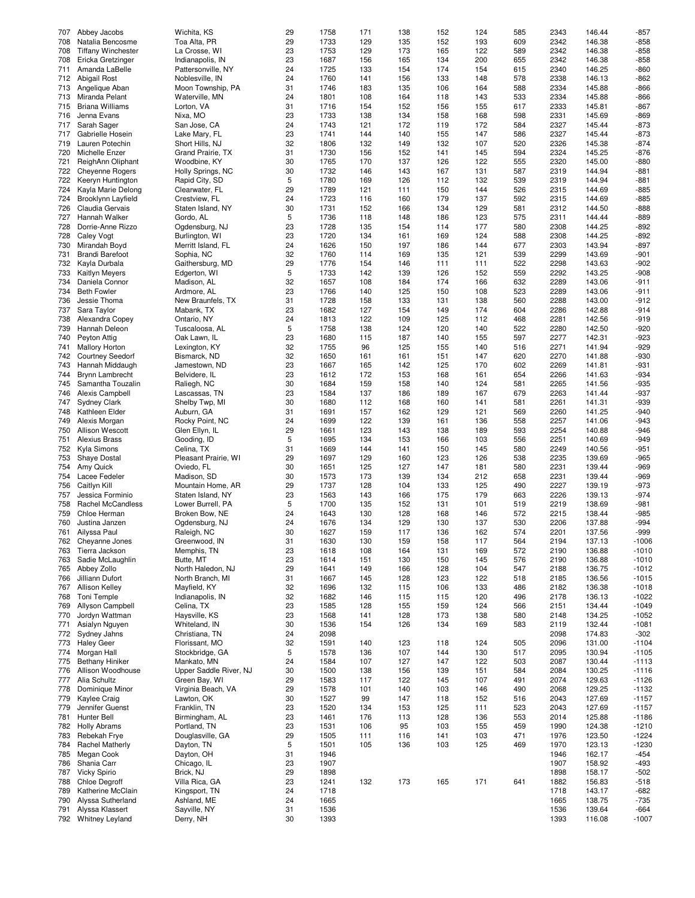| | | | | | | | | | | | | | |
|---|---|---|---|---|---|---|---|---|---|---|---|---|---|
| 707 | Abbey Jacobs | Wichita, KS | 29 | 1758 | 171 | 138 | 152 | 124 | 585 | 2343 | 146.44 | -857 |
| 708 | Natalia Bencosme | Toa Alta, PR | 29 | 1733 | 129 | 135 | 152 | 193 | 609 | 2342 | 146.38 | -858 |
| 708 | Tiffany Winchester | La Crosse, WI | 23 | 1753 | 129 | 173 | 165 | 122 | 589 | 2342 | 146.38 | -858 |
| 708 | Ericka Gretzinger | Indianapolis, IN | 23 | 1687 | 156 | 165 | 134 | 200 | 655 | 2342 | 146.38 | -858 |
| 711 | Amanda LaBelle | Pattersonville, NY | 24 | 1725 | 133 | 154 | 174 | 154 | 615 | 2340 | 146.25 | -860 |
| 712 | Abigail Rost | Noblesville, IN | 24 | 1760 | 141 | 156 | 133 | 148 | 578 | 2338 | 146.13 | -862 |
| 713 | Angelique Aban | Moon Township, PA | 31 | 1746 | 183 | 135 | 106 | 164 | 588 | 2334 | 145.88 | -866 |
| 713 | Miranda Pelant | Waterville, MN | 24 | 1801 | 108 | 164 | 118 | 143 | 533 | 2334 | 145.88 | -866 |
| 715 | Briana Williams | Lorton, VA | 31 | 1716 | 154 | 152 | 156 | 155 | 617 | 2333 | 145.81 | -867 |
| 716 | Jenna Evans | Nixa, MO | 23 | 1733 | 138 | 134 | 158 | 168 | 598 | 2331 | 145.69 | -869 |
| 717 | Sarah Sager | San Jose, CA | 24 | 1743 | 121 | 172 | 119 | 172 | 584 | 2327 | 145.44 | -873 |
| 717 | Gabrielle Hosein | Lake Mary, FL | 23 | 1741 | 144 | 140 | 155 | 147 | 586 | 2327 | 145.44 | -873 |
| 719 | Lauren Potechin | Short Hills, NJ | 32 | 1806 | 132 | 149 | 132 | 107 | 520 | 2326 | 145.38 | -874 |
| 720 | Michelle Enzer | Grand Prairie, TX | 31 | 1730 | 156 | 152 | 141 | 145 | 594 | 2324 | 145.25 | -876 |
| 721 | ReighAnn Oliphant | Woodbine, KY | 30 | 1765 | 170 | 137 | 126 | 122 | 555 | 2320 | 145.00 | -880 |
| 722 | Cheyenne Rogers | Holly Springs, NC | 30 | 1732 | 146 | 143 | 167 | 131 | 587 | 2319 | 144.94 | -881 |
| 722 | Keeryn Huntington | Rapid City, SD | 5 | 1780 | 169 | 126 | 112 | 132 | 539 | 2319 | 144.94 | -881 |
| 724 | Kayla Marie Delong | Clearwater, FL | 29 | 1789 | 121 | 111 | 150 | 144 | 526 | 2315 | 144.69 | -885 |
| 724 | Brooklynn Layfield | Crestview, FL | 24 | 1723 | 116 | 160 | 179 | 137 | 592 | 2315 | 144.69 | -885 |
| 726 | Claudia Gervais | Staten Island, NY | 30 | 1731 | 152 | 166 | 134 | 129 | 581 | 2312 | 144.50 | -888 |
| 727 | Hannah Walker | Gordo, AL | 5 | 1736 | 118 | 148 | 186 | 123 | 575 | 2311 | 144.44 | -889 |
| 728 | Dorrie-Anne Rizzo | Ogdensburg, NJ | 23 | 1728 | 135 | 154 | 114 | 177 | 580 | 2308 | 144.25 | -892 |
| 728 | Caley Vogt | Burlington, WI | 23 | 1720 | 134 | 161 | 169 | 124 | 588 | 2308 | 144.25 | -892 |
| 730 | Mirandah Boyd | Merritt Island, FL | 24 | 1626 | 150 | 197 | 186 | 144 | 677 | 2303 | 143.94 | -897 |
| 731 | Brandi Barefoot | Sophia, NC | 32 | 1760 | 114 | 169 | 135 | 121 | 539 | 2299 | 143.69 | -901 |
| 732 | Kayla Durbala | Gaithersburg, MD | 29 | 1776 | 154 | 146 | 111 | 111 | 522 | 2298 | 143.63 | -902 |
| 733 | Kaitlyn Meyers | Edgerton, WI | 5 | 1733 | 142 | 139 | 126 | 152 | 559 | 2292 | 143.25 | -908 |
| 734 | Daniela Connor | Madison, AL | 32 | 1657 | 108 | 184 | 174 | 166 | 632 | 2289 | 143.06 | -911 |
| 734 | Beth Fowler | Ardmore, AL | 23 | 1766 | 140 | 125 | 150 | 108 | 523 | 2289 | 143.06 | -911 |
| 736 | Jessie Thoma | New Braunfels, TX | 31 | 1728 | 158 | 133 | 131 | 138 | 560 | 2288 | 143.00 | -912 |
| 737 | Sara Taylor | Mabank, TX | 23 | 1682 | 127 | 154 | 149 | 174 | 604 | 2286 | 142.88 | -914 |
| 738 | Alexandra Copey | Ontario, NY | 24 | 1813 | 122 | 109 | 125 | 112 | 468 | 2281 | 142.56 | -919 |
| 739 | Hannah Deleon | Tuscaloosa, AL | 5 | 1758 | 138 | 124 | 120 | 140 | 522 | 2280 | 142.50 | -920 |
| 740 | Peyton Attig | Oak Lawn, IL | 23 | 1680 | 115 | 187 | 140 | 155 | 597 | 2277 | 142.31 | -923 |
| 741 | Mallory Horton | Lexington, KY | 32 | 1755 | 96 | 125 | 155 | 140 | 516 | 2271 | 141.94 | -929 |
| 742 | Courtney Seedorf | Bismarck, ND | 32 | 1650 | 161 | 161 | 151 | 147 | 620 | 2270 | 141.88 | -930 |
| 743 | Hannah Middaugh | Jamestown, ND | 23 | 1667 | 165 | 142 | 125 | 170 | 602 | 2269 | 141.81 | -931 |
| 744 | Brynn Lambrecht | Belvidere, IL | 23 | 1612 | 172 | 153 | 168 | 161 | 654 | 2266 | 141.63 | -934 |
| 745 | Samantha Touzalin | Raliegh, NC | 30 | 1684 | 159 | 158 | 140 | 124 | 581 | 2265 | 141.56 | -935 |
| 746 | Alexis Campbell | Lascassas, TN | 23 | 1584 | 137 | 186 | 189 | 167 | 679 | 2263 | 141.44 | -937 |
| 747 | Sydney Clark | Shelby Twp, MI | 30 | 1680 | 112 | 168 | 160 | 141 | 581 | 2261 | 141.31 | -939 |
| 748 | Kathleen Elder | Auburn, GA | 31 | 1691 | 157 | 162 | 129 | 121 | 569 | 2260 | 141.25 | -940 |
| 749 | Alexis Morgan | Rocky Point, NC | 24 | 1699 | 122 | 139 | 161 | 136 | 558 | 2257 | 141.06 | -943 |
| 750 | Allison Wescott | Glen Ellyn, IL | 29 | 1661 | 123 | 143 | 138 | 189 | 593 | 2254 | 140.88 | -946 |
| 751 | Alexius Brass | Gooding, ID | 5 | 1695 | 134 | 153 | 166 | 103 | 556 | 2251 | 140.69 | -949 |
| 752 | Kyla Simons | Celina, TX | 31 | 1669 | 144 | 141 | 150 | 145 | 580 | 2249 | 140.56 | -951 |
| 753 | Shaye Dostal | Pleasant Prairie, WI | 29 | 1697 | 129 | 160 | 123 | 126 | 538 | 2235 | 139.69 | -965 |
| 754 | Amy Quick | Oviedo, FL | 30 | 1651 | 125 | 127 | 147 | 181 | 580 | 2231 | 139.44 | -969 |
| 754 | Lacee Fedeler | Madison, SD | 30 | 1573 | 173 | 139 | 134 | 212 | 658 | 2231 | 139.44 | -969 |
| 756 | Caitlyn Kill | Mountain Home, AR | 29 | 1737 | 128 | 104 | 133 | 125 | 490 | 2227 | 139.19 | -973 |
| 757 | Jessica Forminio | Staten Island, NY | 23 | 1563 | 143 | 166 | 175 | 179 | 663 | 2226 | 139.13 | -974 |
| 758 | Rachel McCandless | Lower Burrell, PA | 5 | 1700 | 135 | 152 | 131 | 101 | 519 | 2219 | 138.69 | -981 |
| 759 | Chloe Herman | Broken Bow, NE | 24 | 1643 | 130 | 128 | 168 | 146 | 572 | 2215 | 138.44 | -985 |
| 760 | Justina Janzen | Ogdensburg, NJ | 24 | 1676 | 134 | 129 | 130 | 137 | 530 | 2206 | 137.88 | -994 |
| 761 | Ailyssa Paul | Raleigh, NC | 30 | 1627 | 159 | 117 | 136 | 162 | 574 | 2201 | 137.56 | -999 |
| 762 | Cheyanne Jones | Greenwood, IN | 31 | 1630 | 130 | 159 | 158 | 117 | 564 | 2194 | 137.13 | -1006 |
| 763 | Tierra Jackson | Memphis, TN | 23 | 1618 | 108 | 164 | 131 | 169 | 572 | 2190 | 136.88 | -1010 |
| 763 | Sadie McLaughlin | Butte, MT | 23 | 1614 | 151 | 130 | 150 | 145 | 576 | 2190 | 136.88 | -1010 |
| 765 | Abbey Zollo | North Haledon, NJ | 29 | 1641 | 149 | 166 | 128 | 104 | 547 | 2188 | 136.75 | -1012 |
| 766 | Jilliann Dufort | North Branch, MI | 31 | 1667 | 145 | 128 | 123 | 122 | 518 | 2185 | 136.56 | -1015 |
| 767 | Allison Kelley | Mayfield, KY | 32 | 1696 | 132 | 115 | 106 | 133 | 486 | 2182 | 136.38 | -1018 |
| 768 | Toni Temple | Indianapolis, IN | 32 | 1682 | 146 | 115 | 115 | 120 | 496 | 2178 | 136.13 | -1022 |
| 769 | Allyson Campbell | Celina, TX | 23 | 1585 | 128 | 155 | 159 | 124 | 566 | 2151 | 134.44 | -1049 |
| 770 | Jordyn Wattman | Haysville, KS | 23 | 1568 | 141 | 128 | 173 | 138 | 580 | 2148 | 134.25 | -1052 |
| 771 | Asialyn Nguyen | Whiteland, IN | 30 | 1536 | 154 | 126 | 134 | 169 | 583 | 2119 | 132.44 | -1081 |
| 772 | Sydney Jahns | Christiana, TN | 24 | 2098 | | | | | | 2098 | 174.83 | -302 |
| 773 | Haley Geer | Florissant, MO | 32 | 1591 | 140 | 123 | 118 | 124 | 505 | 2096 | 131.00 | -1104 |
| 774 | Morgan Hall | Stockbridge, GA | 5 | 1578 | 136 | 107 | 144 | 130 | 517 | 2095 | 130.94 | -1105 |
| 775 | Bethany Hiniker | Mankato, MN | 24 | 1584 | 107 | 127 | 147 | 122 | 503 | 2087 | 130.44 | -1113 |
| 776 | Allison Woodhouse | Upper Saddle River, NJ | 30 | 1500 | 138 | 156 | 139 | 151 | 584 | 2084 | 130.25 | -1116 |
| 777 | Alia Schultz | Green Bay, WI | 29 | 1583 | 117 | 122 | 145 | 107 | 491 | 2074 | 129.63 | -1126 |
| 778 | Dominique Minor | Virginia Beach, VA | 29 | 1578 | 101 | 140 | 103 | 146 | 490 | 2068 | 129.25 | -1132 |
| 779 | Kaylee Craig | Lawton, OK | 30 | 1527 | 99 | 147 | 118 | 152 | 516 | 2043 | 127.69 | -1157 |
| 779 | Jennifer Guenst | Franklin, TN | 23 | 1520 | 134 | 153 | 125 | 111 | 523 | 2043 | 127.69 | -1157 |
| 781 | Hunter Bell | Birmingham, AL | 23 | 1461 | 176 | 113 | 128 | 136 | 553 | 2014 | 125.88 | -1186 |
| 782 | Holly Abrams | Portland, TN | 23 | 1531 | 106 | 95 | 103 | 155 | 459 | 1990 | 124.38 | -1210 |
| 783 | Rebekah Frye | Douglasville, GA | 29 | 1505 | 111 | 116 | 141 | 103 | 471 | 1976 | 123.50 | -1224 |
| 784 | Rachel Matherly | Dayton, TN | 5 | 1501 | 105 | 136 | 103 | 125 | 469 | 1970 | 123.13 | -1230 |
| 785 | Megan Cook | Dayton, OH | 31 | 1946 | | | | | | 1946 | 162.17 | -454 |
| 786 | Shania Carr | Chicago, IL | 23 | 1907 | | | | | | 1907 | 158.92 | -493 |
| 787 | Vicky Spirio | Brick, NJ | 29 | 1898 | | | | | | 1898 | 158.17 | -502 |
| 788 | Chloe Degroff | Villa Rica, GA | 23 | 1241 | 132 | 173 | 165 | 171 | 641 | 1882 | 156.83 | -518 |
| 789 | Katherine McClain | Kingsport, TN | 24 | 1718 | | | | | | 1718 | 143.17 | -682 |
| 790 | Alyssa Sutherland | Ashland, ME | 24 | 1665 | | | | | | 1665 | 138.75 | -735 |
| 791 | Alyssa Klassert | Sayville, NY | 31 | 1536 | | | | | | 1536 | 139.64 | -664 |
| 792 | Whitney Leyland | Derry, NH | 30 | 1393 | | | | | | 1393 | 116.08 | -1007 |